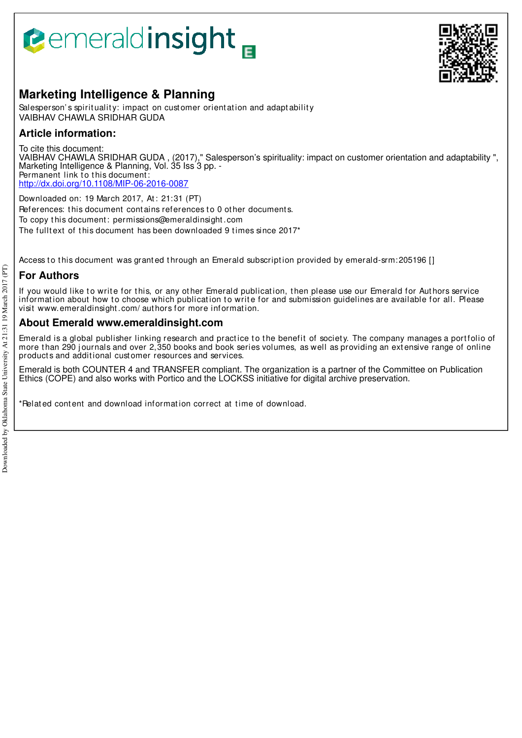# Marketing Intelligence & Planning

Salesperson's spirituality: impact on customer orientation and adaptability
VAIBHAV CHAWLA SRIDHAR GUDA

## Article information:

To cite this document:
VAIBHAV CHAWLA SRIDHAR GUDA , (2017)," Salesperson's spirituality: impact on customer orientation and adaptability ", Marketing Intelligence & Planning, Vol. 35 Iss 3 pp. -
Permanent link to this document:
http://dx.doi.org/10.1108/MIP-06-2016-0087

Downloaded on: 19 March 2017, At: 21:31 (PT)
References: this document contains references to 0 other documents.
To copy this document: permissions@emeraldinsight.com
The fulltext of this document has been downloaded 9 times since 2017*

Access to this document was granted through an Emerald subscription provided by emerald-srm:205196 []

## For Authors

If you would like to write for this, or any other Emerald publication, then please use our Emerald for Authors service information about how to choose which publication to write for and submission guidelines are available for all. Please visit www.emeraldinsight.com/authors for more information.

## About Emerald www.emeraldinsight.com

Emerald is a global publisher linking research and practice to the benefit of society. The company manages a portfolio of more than 290 journals and over 2,350 books and book series volumes, as well as providing an extensive range of online products and additional customer resources and services.

Emerald is both COUNTER 4 and TRANSFER compliant. The organization is a partner of the Committee on Publication Ethics (COPE) and also works with Portico and the LOCKSS initiative for digital archive preservation.

*Related content and download information correct at time of download.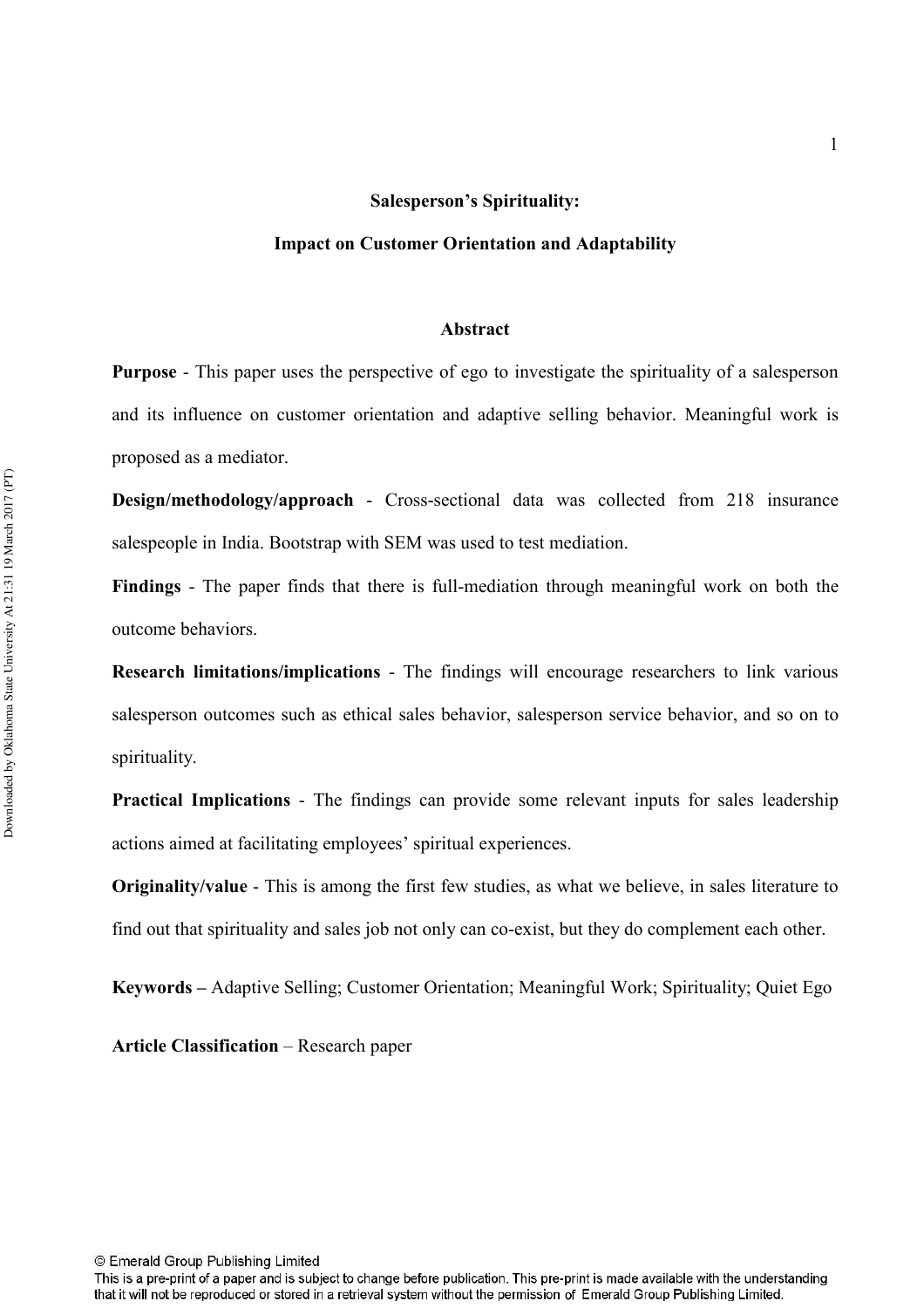# Salesperson's Spirituality:

# Impact on Customer Orientation and Adaptability

## Abstract

**Purpose** - This paper uses the perspective of ego to investigate the spirituality of a salesperson and its influence on customer orientation and adaptive selling behavior. Meaningful work is proposed as a mediator.

**Design/methodology/approach** - Cross-sectional data was collected from 218 insurance salespeople in India. Bootstrap with SEM was used to test mediation.

**Findings** - The paper finds that there is full-mediation through meaningful work on both the outcome behaviors.

**Research limitations/implications** - The findings will encourage researchers to link various salesperson outcomes such as ethical sales behavior, salesperson service behavior, and so on to spirituality.

**Practical Implications** - The findings can provide some relevant inputs for sales leadership actions aimed at facilitating employees' spiritual experiences.

**Originality/value** - This is among the first few studies, as what we believe, in sales literature to find out that spirituality and sales job not only can co-exist, but they do complement each other.

**Keywords –** Adaptive Selling; Customer Orientation; Meaningful Work; Spirituality; Quiet Ego

**Article Classification** – Research paper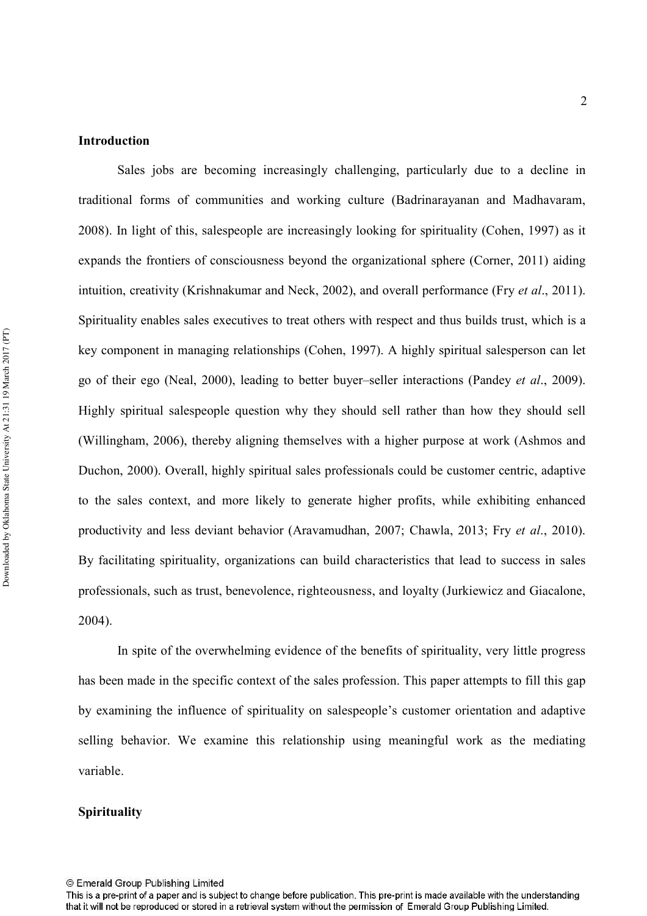## Introduction

Sales jobs are becoming increasingly challenging, particularly due to a decline in traditional forms of communities and working culture (Badrinarayanan and Madhavaram, 2008). In light of this, salespeople are increasingly looking for spirituality (Cohen, 1997) as it expands the frontiers of consciousness beyond the organizational sphere (Corner, 2011) aiding intuition, creativity (Krishnakumar and Neck, 2002), and overall performance (Fry *et al*., 2011). Spirituality enables sales executives to treat others with respect and thus builds trust, which is a key component in managing relationships (Cohen, 1997). A highly spiritual salesperson can let go of their ego (Neal, 2000), leading to better buyer–seller interactions (Pandey *et al*., 2009). Highly spiritual salespeople question why they should sell rather than how they should sell (Willingham, 2006), thereby aligning themselves with a higher purpose at work (Ashmos and Duchon, 2000). Overall, highly spiritual sales professionals could be customer centric, adaptive to the sales context, and more likely to generate higher profits, while exhibiting enhanced productivity and less deviant behavior (Aravamudhan, 2007; Chawla, 2013; Fry *et al*., 2010). By facilitating spirituality, organizations can build characteristics that lead to success in sales professionals, such as trust, benevolence, righteousness, and loyalty (Jurkiewicz and Giacalone, 2004).

In spite of the overwhelming evidence of the benefits of spirituality, very little progress has been made in the specific context of the sales profession. This paper attempts to fill this gap by examining the influence of spirituality on salespeople's customer orientation and adaptive selling behavior. We examine this relationship using meaningful work as the mediating variable.

## Spirituality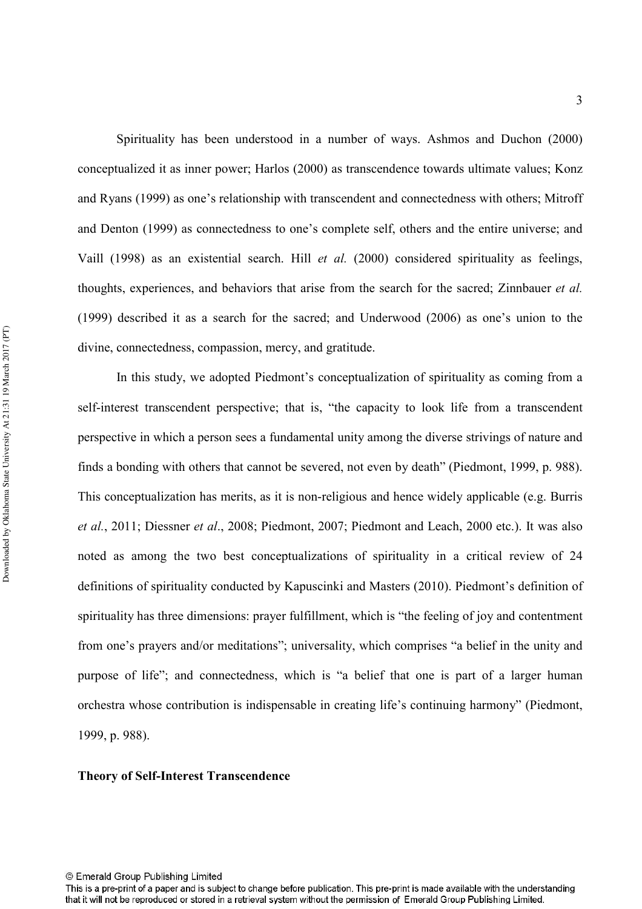Spirituality has been understood in a number of ways. Ashmos and Duchon (2000) conceptualized it as inner power; Harlos (2000) as transcendence towards ultimate values; Konz and Ryans (1999) as one's relationship with transcendent and connectedness with others; Mitroff and Denton (1999) as connectedness to one's complete self, others and the entire universe; and Vaill (1998) as an existential search. Hill *et al.* (2000) considered spirituality as feelings, thoughts, experiences, and behaviors that arise from the search for the sacred; Zinnbauer *et al.* (1999) described it as a search for the sacred; and Underwood (2006) as one's union to the divine, connectedness, compassion, mercy, and gratitude.

In this study, we adopted Piedmont's conceptualization of spirituality as coming from a self-interest transcendent perspective; that is, "the capacity to look life from a transcendent perspective in which a person sees a fundamental unity among the diverse strivings of nature and finds a bonding with others that cannot be severed, not even by death" (Piedmont, 1999, p. 988). This conceptualization has merits, as it is non-religious and hence widely applicable (e.g. Burris *et al.*, 2011; Diessner *et al*., 2008; Piedmont, 2007; Piedmont and Leach, 2000 etc.). It was also noted as among the two best conceptualizations of spirituality in a critical review of 24 definitions of spirituality conducted by Kapuscinki and Masters (2010). Piedmont's definition of spirituality has three dimensions: prayer fulfillment, which is "the feeling of joy and contentment from one's prayers and/or meditations"; universality, which comprises "a belief in the unity and purpose of life"; and connectedness, which is "a belief that one is part of a larger human orchestra whose contribution is indispensable in creating life's continuing harmony" (Piedmont, 1999, p. 988).

**Theory of Self-Interest Transcendence**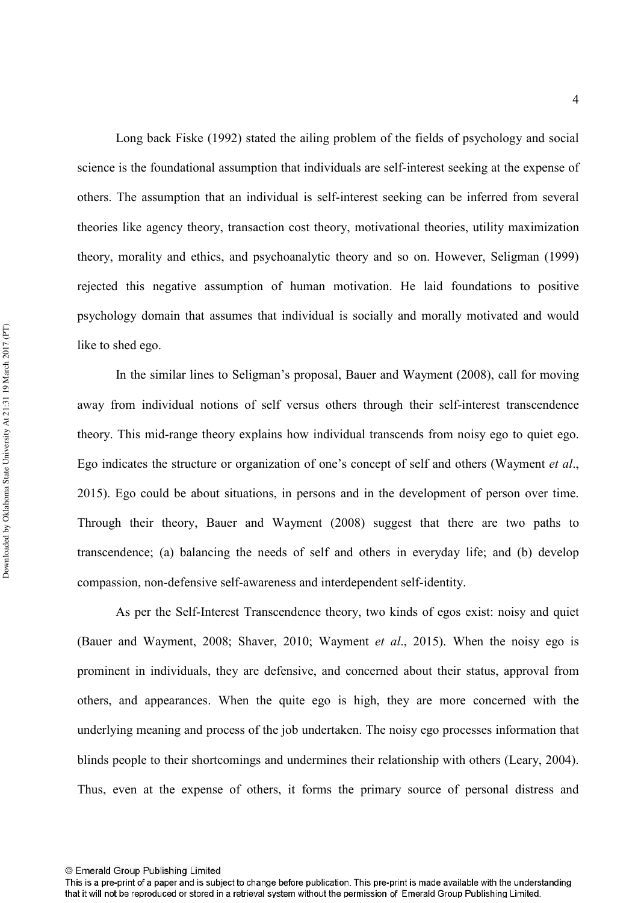Long back Fiske (1992) stated the ailing problem of the fields of psychology and social science is the foundational assumption that individuals are self-interest seeking at the expense of others. The assumption that an individual is self-interest seeking can be inferred from several theories like agency theory, transaction cost theory, motivational theories, utility maximization theory, morality and ethics, and psychoanalytic theory and so on. However, Seligman (1999) rejected this negative assumption of human motivation. He laid foundations to positive psychology domain that assumes that individual is socially and morally motivated and would like to shed ego.

In the similar lines to Seligman's proposal, Bauer and Wayment (2008), call for moving away from individual notions of self versus others through their self-interest transcendence theory. This mid-range theory explains how individual transcends from noisy ego to quiet ego. Ego indicates the structure or organization of one's concept of self and others (Wayment *et al*., 2015). Ego could be about situations, in persons and in the development of person over time. Through their theory, Bauer and Wayment (2008) suggest that there are two paths to transcendence; (a) balancing the needs of self and others in everyday life; and (b) develop compassion, non-defensive self-awareness and interdependent self-identity.

As per the Self-Interest Transcendence theory, two kinds of egos exist: noisy and quiet (Bauer and Wayment, 2008; Shaver, 2010; Wayment *et al*., 2015). When the noisy ego is prominent in individuals, they are defensive, and concerned about their status, approval from others, and appearances. When the quite ego is high, they are more concerned with the underlying meaning and process of the job undertaken. The noisy ego processes information that blinds people to their shortcomings and undermines their relationship with others (Leary, 2004). Thus, even at the expense of others, it forms the primary source of personal distress and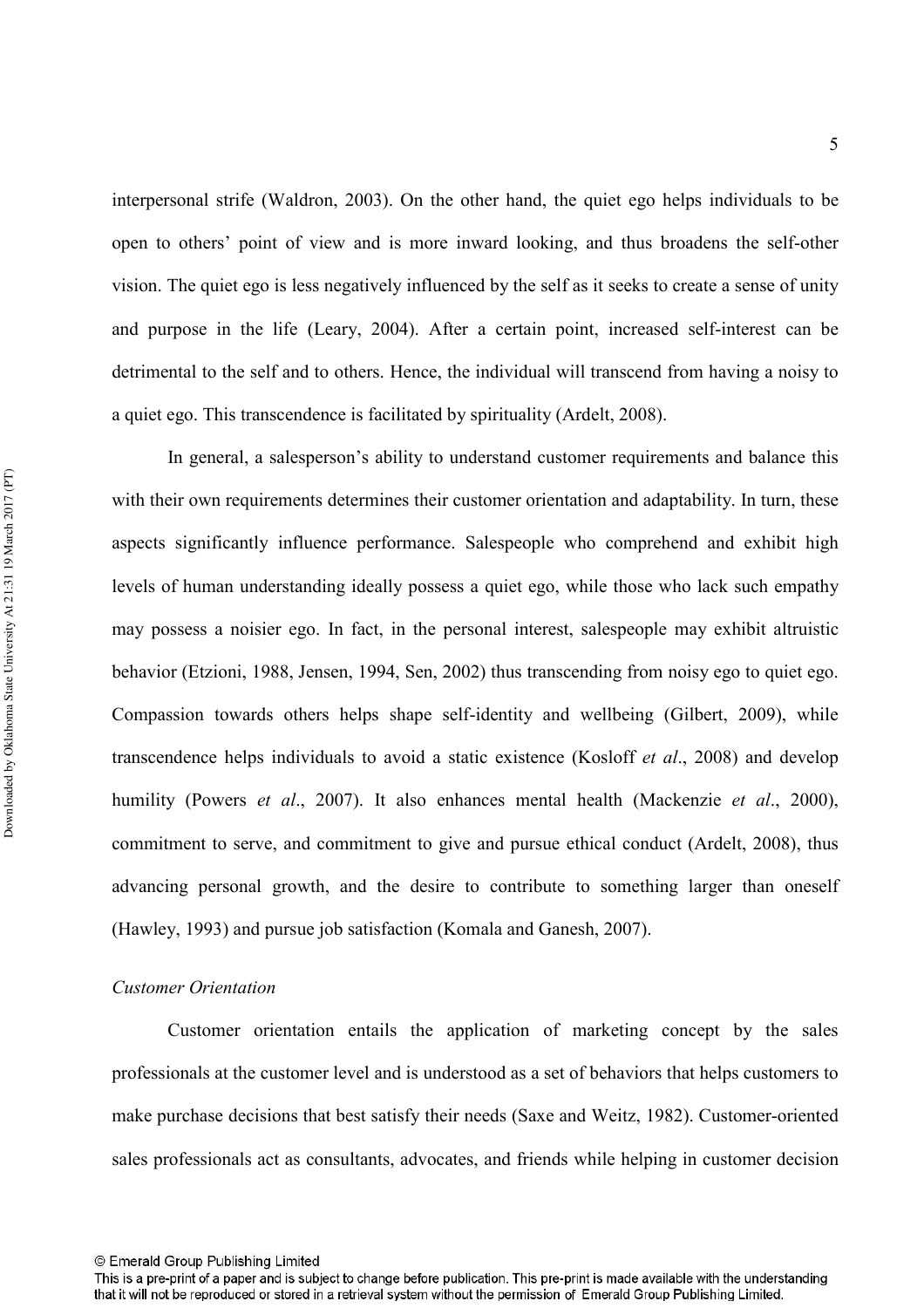interpersonal strife (Waldron, 2003). On the other hand, the quiet ego helps individuals to be open to others' point of view and is more inward looking, and thus broadens the self-other vision. The quiet ego is less negatively influenced by the self as it seeks to create a sense of unity and purpose in the life (Leary, 2004). After a certain point, increased self-interest can be detrimental to the self and to others. Hence, the individual will transcend from having a noisy to a quiet ego. This transcendence is facilitated by spirituality (Ardelt, 2008).

In general, a salesperson's ability to understand customer requirements and balance this with their own requirements determines their customer orientation and adaptability. In turn, these aspects significantly influence performance. Salespeople who comprehend and exhibit high levels of human understanding ideally possess a quiet ego, while those who lack such empathy may possess a noisier ego. In fact, in the personal interest, salespeople may exhibit altruistic behavior (Etzioni, 1988, Jensen, 1994, Sen, 2002) thus transcending from noisy ego to quiet ego. Compassion towards others helps shape self-identity and wellbeing (Gilbert, 2009), while transcendence helps individuals to avoid a static existence (Kosloff *et al*., 2008) and develop humility (Powers *et al*., 2007). It also enhances mental health (Mackenzie *et al*., 2000), commitment to serve, and commitment to give and pursue ethical conduct (Ardelt, 2008), thus advancing personal growth, and the desire to contribute to something larger than oneself (Hawley, 1993) and pursue job satisfaction (Komala and Ganesh, 2007).

*Customer Orientation*

Customer orientation entails the application of marketing concept by the sales professionals at the customer level and is understood as a set of behaviors that helps customers to make purchase decisions that best satisfy their needs (Saxe and Weitz, 1982). Customer-oriented sales professionals act as consultants, advocates, and friends while helping in customer decision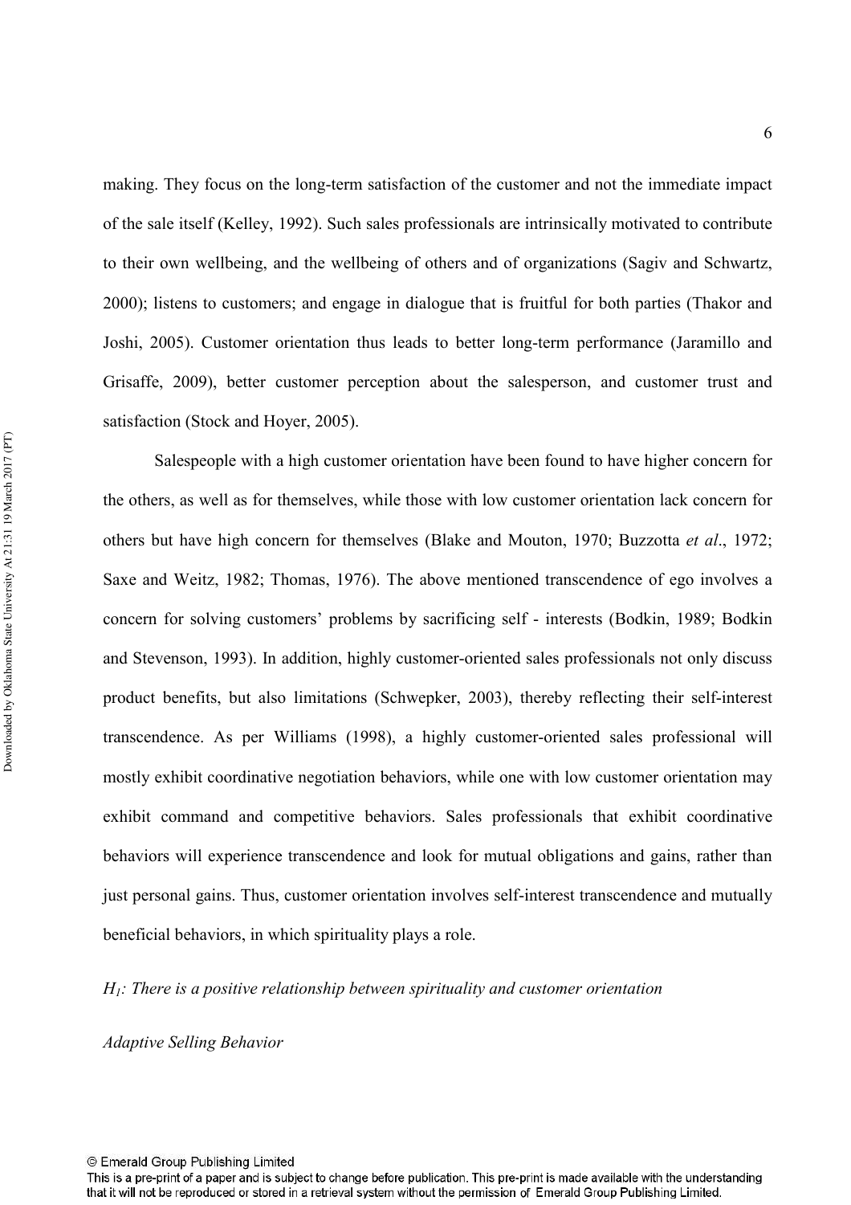making. They focus on the long-term satisfaction of the customer and not the immediate impact of the sale itself (Kelley, 1992). Such sales professionals are intrinsically motivated to contribute to their own wellbeing, and the wellbeing of others and of organizations (Sagiv and Schwartz, 2000); listens to customers; and engage in dialogue that is fruitful for both parties (Thakor and Joshi, 2005). Customer orientation thus leads to better long-term performance (Jaramillo and Grisaffe, 2009), better customer perception about the salesperson, and customer trust and satisfaction (Stock and Hoyer, 2005).

Salespeople with a high customer orientation have been found to have higher concern for the others, as well as for themselves, while those with low customer orientation lack concern for others but have high concern for themselves (Blake and Mouton, 1970; Buzzotta *et al*., 1972; Saxe and Weitz, 1982; Thomas, 1976). The above mentioned transcendence of ego involves a concern for solving customers' problems by sacrificing self - interests (Bodkin, 1989; Bodkin and Stevenson, 1993). In addition, highly customer-oriented sales professionals not only discuss product benefits, but also limitations (Schwepker, 2003), thereby reflecting their self-interest transcendence. As per Williams (1998), a highly customer-oriented sales professional will mostly exhibit coordinative negotiation behaviors, while one with low customer orientation may exhibit command and competitive behaviors. Sales professionals that exhibit coordinative behaviors will experience transcendence and look for mutual obligations and gains, rather than just personal gains. Thus, customer orientation involves self-interest transcendence and mutually beneficial behaviors, in which spirituality plays a role.

*$H_1$: There is a positive relationship between spirituality and customer orientation*

*Adaptive Selling Behavior*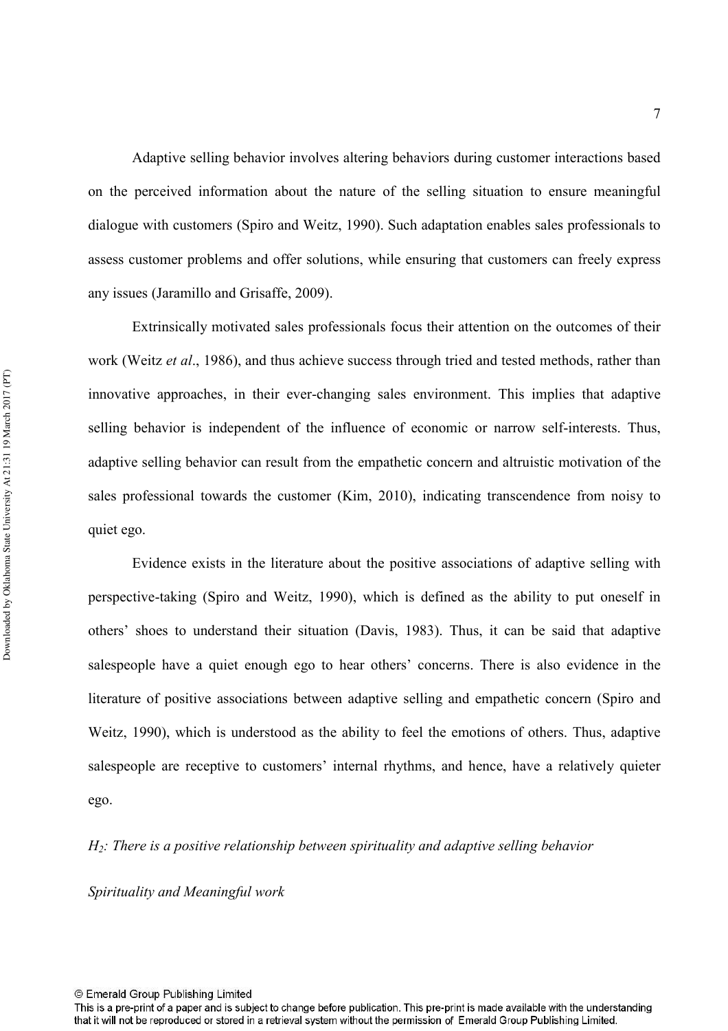Adaptive selling behavior involves altering behaviors during customer interactions based on the perceived information about the nature of the selling situation to ensure meaningful dialogue with customers (Spiro and Weitz, 1990). Such adaptation enables sales professionals to assess customer problems and offer solutions, while ensuring that customers can freely express any issues (Jaramillo and Grisaffe, 2009).

Extrinsically motivated sales professionals focus their attention on the outcomes of their work (Weitz *et al*., 1986), and thus achieve success through tried and tested methods, rather than innovative approaches, in their ever-changing sales environment. This implies that adaptive selling behavior is independent of the influence of economic or narrow self-interests. Thus, adaptive selling behavior can result from the empathetic concern and altruistic motivation of the sales professional towards the customer (Kim, 2010), indicating transcendence from noisy to quiet ego.

Evidence exists in the literature about the positive associations of adaptive selling with perspective-taking (Spiro and Weitz, 1990), which is defined as the ability to put oneself in others' shoes to understand their situation (Davis, 1983). Thus, it can be said that adaptive salespeople have a quiet enough ego to hear others' concerns. There is also evidence in the literature of positive associations between adaptive selling and empathetic concern (Spiro and Weitz, 1990), which is understood as the ability to feel the emotions of others. Thus, adaptive salespeople are receptive to customers' internal rhythms, and hence, have a relatively quieter ego.

*$H_2$: There is a positive relationship between spirituality and adaptive selling behavior*

*Spirituality and Meaningful work*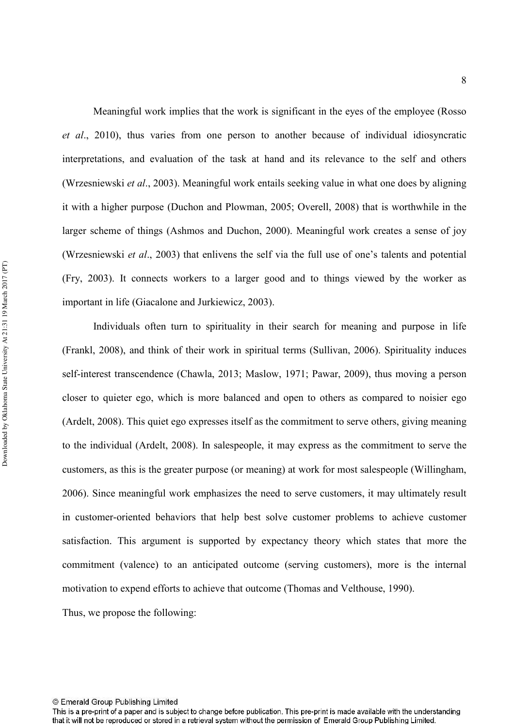Meaningful work implies that the work is significant in the eyes of the employee (Rosso *et al*., 2010), thus varies from one person to another because of individual idiosyncratic interpretations, and evaluation of the task at hand and its relevance to the self and others (Wrzesniewski *et al*., 2003). Meaningful work entails seeking value in what one does by aligning it with a higher purpose (Duchon and Plowman, 2005; Overell, 2008) that is worthwhile in the larger scheme of things (Ashmos and Duchon, 2000). Meaningful work creates a sense of joy (Wrzesniewski *et al*., 2003) that enlivens the self via the full use of one's talents and potential (Fry, 2003). It connects workers to a larger good and to things viewed by the worker as important in life (Giacalone and Jurkiewicz, 2003).

Individuals often turn to spirituality in their search for meaning and purpose in life (Frankl, 2008), and think of their work in spiritual terms (Sullivan, 2006). Spirituality induces self-interest transcendence (Chawla, 2013; Maslow, 1971; Pawar, 2009), thus moving a person closer to quieter ego, which is more balanced and open to others as compared to noisier ego (Ardelt, 2008). This quiet ego expresses itself as the commitment to serve others, giving meaning to the individual (Ardelt, 2008). In salespeople, it may express as the commitment to serve the customers, as this is the greater purpose (or meaning) at work for most salespeople (Willingham, 2006). Since meaningful work emphasizes the need to serve customers, it may ultimately result in customer-oriented behaviors that help best solve customer problems to achieve customer satisfaction. This argument is supported by expectancy theory which states that more the commitment (valence) to an anticipated outcome (serving customers), more is the internal motivation to expend efforts to achieve that outcome (Thomas and Velthouse, 1990).

Thus, we propose the following: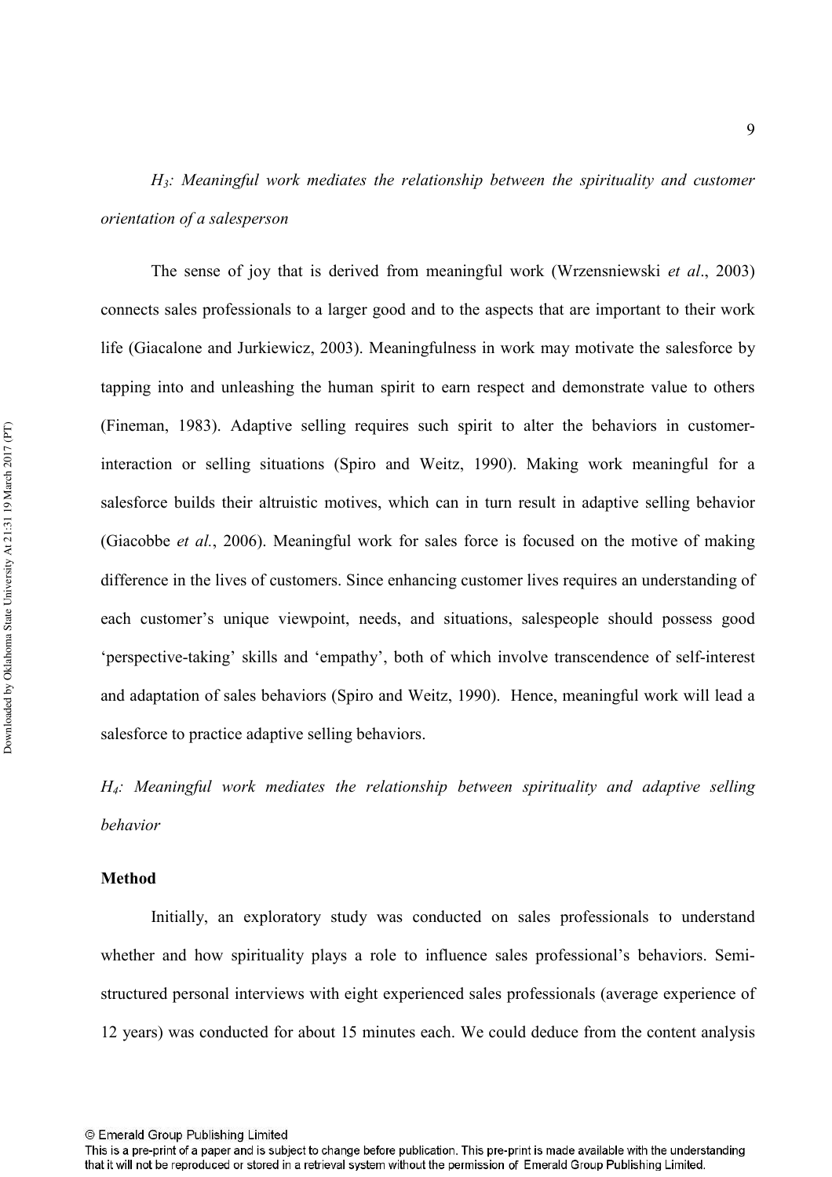*H*$_3$*: Meaningful work mediates the relationship between the spirituality and customer orientation of a salesperson*

The sense of joy that is derived from meaningful work (Wrzensniewski *et al*., 2003) connects sales professionals to a larger good and to the aspects that are important to their work life (Giacalone and Jurkiewicz, 2003). Meaningfulness in work may motivate the salesforce by tapping into and unleashing the human spirit to earn respect and demonstrate value to others (Fineman, 1983). Adaptive selling requires such spirit to alter the behaviors in customer-interaction or selling situations (Spiro and Weitz, 1990). Making work meaningful for a salesforce builds their altruistic motives, which can in turn result in adaptive selling behavior (Giacobbe *et al.*, 2006). Meaningful work for sales force is focused on the motive of making difference in the lives of customers. Since enhancing customer lives requires an understanding of each customer's unique viewpoint, needs, and situations, salespeople should possess good 'perspective-taking' skills and 'empathy', both of which involve transcendence of self-interest and adaptation of sales behaviors (Spiro and Weitz, 1990). Hence, meaningful work will lead a salesforce to practice adaptive selling behaviors.

*H*$_4$*: Meaningful work mediates the relationship between spirituality and adaptive selling behavior*

**Method**

Initially, an exploratory study was conducted on sales professionals to understand whether and how spirituality plays a role to influence sales professional's behaviors. Semi-structured personal interviews with eight experienced sales professionals (average experience of 12 years) was conducted for about 15 minutes each. We could deduce from the content analysis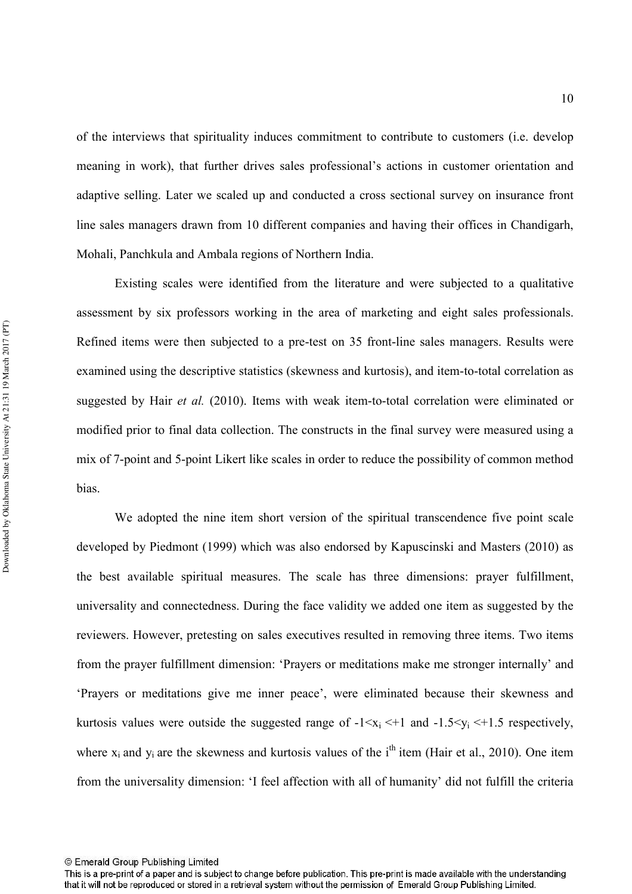of the interviews that spirituality induces commitment to contribute to customers (i.e. develop meaning in work), that further drives sales professional's actions in customer orientation and adaptive selling. Later we scaled up and conducted a cross sectional survey on insurance front line sales managers drawn from 10 different companies and having their offices in Chandigarh, Mohali, Panchkula and Ambala regions of Northern India.

Existing scales were identified from the literature and were subjected to a qualitative assessment by six professors working in the area of marketing and eight sales professionals. Refined items were then subjected to a pre-test on 35 front-line sales managers. Results were examined using the descriptive statistics (skewness and kurtosis), and item-to-total correlation as suggested by Hair *et al.* (2010). Items with weak item-to-total correlation were eliminated or modified prior to final data collection. The constructs in the final survey were measured using a mix of 7-point and 5-point Likert like scales in order to reduce the possibility of common method bias.

We adopted the nine item short version of the spiritual transcendence five point scale developed by Piedmont (1999) which was also endorsed by Kapuscinski and Masters (2010) as the best available spiritual measures. The scale has three dimensions: prayer fulfillment, universality and connectedness. During the face validity we added one item as suggested by the reviewers. However, pretesting on sales executives resulted in removing three items. Two items from the prayer fulfillment dimension: 'Prayers or meditations make me stronger internally' and 'Prayers or meditations give me inner peace', were eliminated because their skewness and kurtosis values were outside the suggested range of $-1<x_i<+1$ and $-1.5<y_i<+1.5$ respectively, where $x_i$ and $y_i$ are the skewness and kurtosis values of the $i^{th}$ item (Hair et al., 2010). One item from the universality dimension: 'I feel affection with all of humanity' did not fulfill the criteria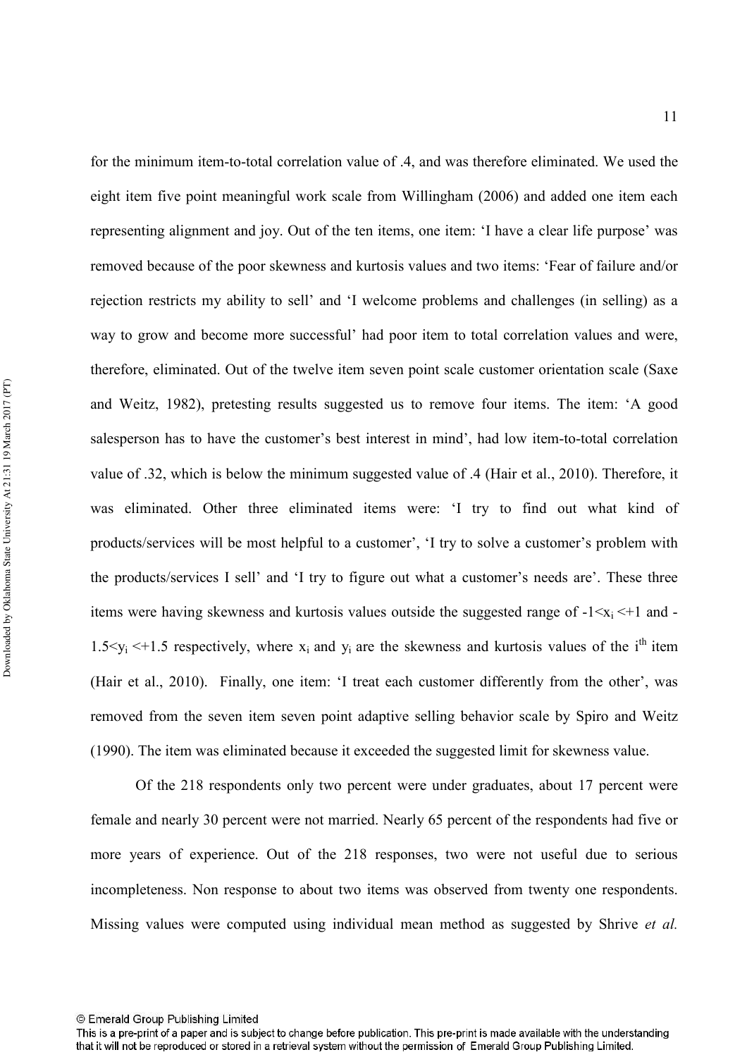for the minimum item-to-total correlation value of .4, and was therefore eliminated. We used the eight item five point meaningful work scale from Willingham (2006) and added one item each representing alignment and joy. Out of the ten items, one item: 'I have a clear life purpose' was removed because of the poor skewness and kurtosis values and two items: 'Fear of failure and/or rejection restricts my ability to sell' and 'I welcome problems and challenges (in selling) as a way to grow and become more successful' had poor item to total correlation values and were, therefore, eliminated. Out of the twelve item seven point scale customer orientation scale (Saxe and Weitz, 1982), pretesting results suggested us to remove four items. The item: 'A good salesperson has to have the customer's best interest in mind', had low item-to-total correlation value of .32, which is below the minimum suggested value of .4 (Hair et al., 2010). Therefore, it was eliminated. Other three eliminated items were: 'I try to find out what kind of products/services will be most helpful to a customer', 'I try to solve a customer's problem with the products/services I sell' and 'I try to figure out what a customer's needs are'. These three items were having skewness and kurtosis values outside the suggested range of $-1<x_i<+1$ and $-1.5<y_i<+1.5$ respectively, where $x_i$ and $y_i$ are the skewness and kurtosis values of the $i^{th}$ item (Hair et al., 2010). Finally, one item: 'I treat each customer differently from the other', was removed from the seven item seven point adaptive selling behavior scale by Spiro and Weitz (1990). The item was eliminated because it exceeded the suggested limit for skewness value.

Of the 218 respondents only two percent were under graduates, about 17 percent were female and nearly 30 percent were not married. Nearly 65 percent of the respondents had five or more years of experience. Out of the 218 responses, two were not useful due to serious incompleteness. Non response to about two items was observed from twenty one respondents. Missing values were computed using individual mean method as suggested by Shrive *et al.*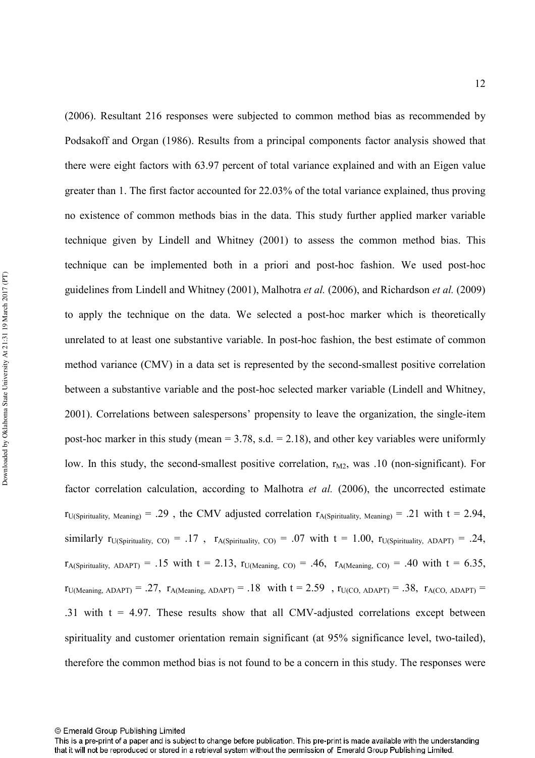(2006). Resultant 216 responses were subjected to common method bias as recommended by Podsakoff and Organ (1986). Results from a principal components factor analysis showed that there were eight factors with 63.97 percent of total variance explained and with an Eigen value greater than 1. The first factor accounted for 22.03% of the total variance explained, thus proving no existence of common methods bias in the data. This study further applied marker variable technique given by Lindell and Whitney (2001) to assess the common method bias. This technique can be implemented both in a priori and post-hoc fashion. We used post-hoc guidelines from Lindell and Whitney (2001), Malhotra *et al.* (2006), and Richardson *et al.* (2009) to apply the technique on the data. We selected a post-hoc marker which is theoretically unrelated to at least one substantive variable. In post-hoc fashion, the best estimate of common method variance (CMV) in a data set is represented by the second-smallest positive correlation between a substantive variable and the post-hoc selected marker variable (Lindell and Whitney, 2001). Correlations between salespersons' propensity to leave the organization, the single-item post-hoc marker in this study (mean = 3.78, s.d. = 2.18), and other key variables were uniformly low. In this study, the second-smallest positive correlation, $r_{M2}$, was .10 (non-significant). For factor correlation calculation, according to Malhotra *et al.* (2006), the uncorrected estimate $r_{U(Spirituality,\ Meaning)} = .29$ , the CMV adjusted correlation $r_{A(Spirituality,\ Meaning)} = .21$ with $t = 2.94$, similarly $r_{U(Spirituality,\ CO)} = .17$ , $r_{A(Spirituality,\ CO)} = .07$ with $t = 1.00$, $r_{U(Spirituality,\ ADAPT)} = .24$, $r_{A(Spirituality,\ ADAPT)} = .15$ with $t = 2.13$, $r_{U(Meaning,\ CO)} = .46$, $r_{A(Meaning,\ CO)} = .40$ with $t = 6.35$, $r_{U(Meaning,\ ADAPT)} = .27$, $r_{A(Meaning,\ ADAPT)} = .18$ with $t = 2.59$ , $r_{U(CO,\ ADAPT)} = .38$, $r_{A(CO,\ ADAPT)} = .31$ with $t = 4.97$. These results show that all CMV-adjusted correlations except between spirituality and customer orientation remain significant (at 95% significance level, two-tailed), therefore the common method bias is not found to be a concern in this study. The responses were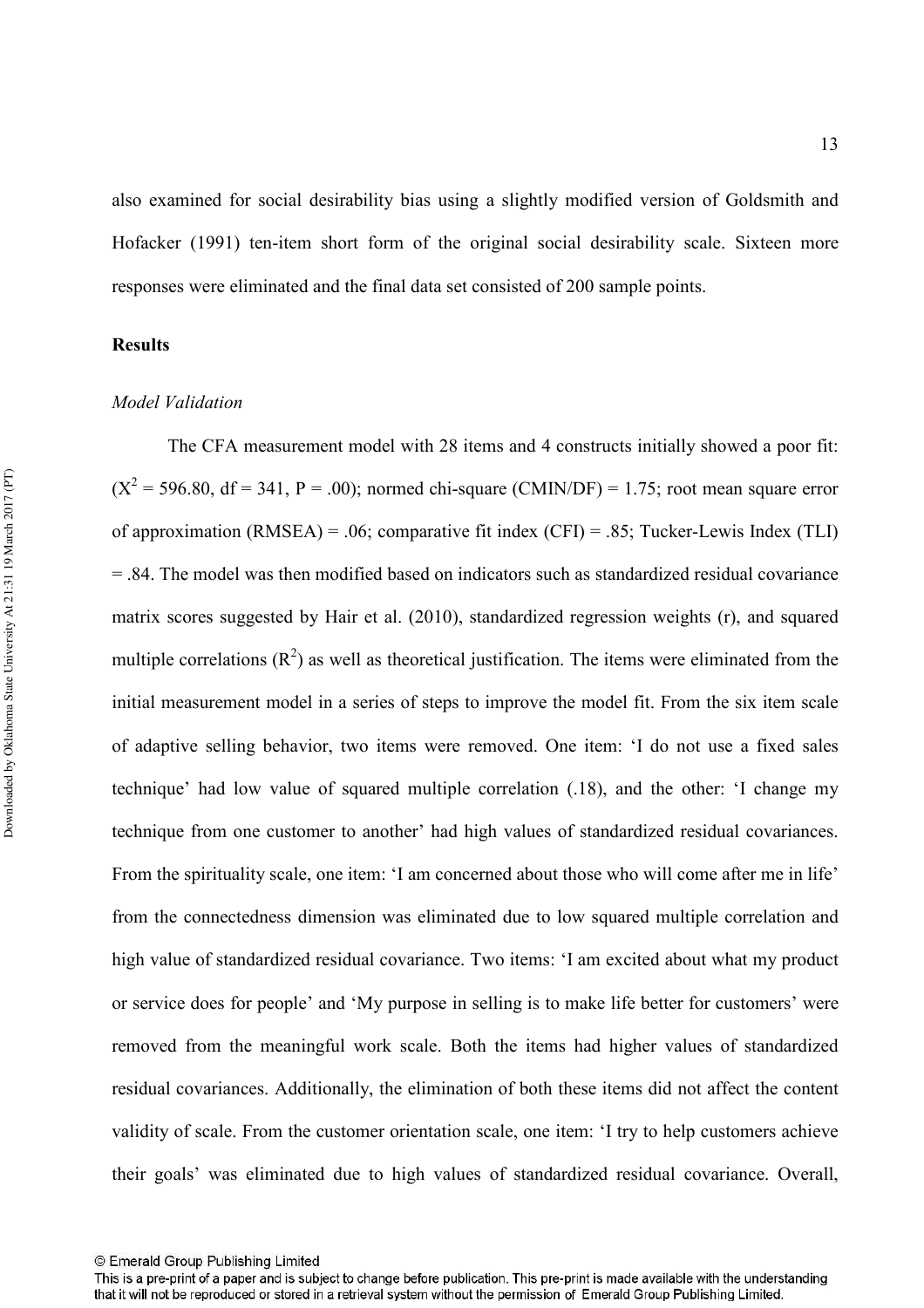also examined for social desirability bias using a slightly modified version of Goldsmith and Hofacker (1991) ten-item short form of the original social desirability scale. Sixteen more responses were eliminated and the final data set consisted of 200 sample points.

**Results**

*Model Validation*

The CFA measurement model with 28 items and 4 constructs initially showed a poor fit: ($X^2$ = 596.80, df = 341, P = .00); normed chi-square (CMIN/DF) = 1.75; root mean square error of approximation (RMSEA) = .06; comparative fit index (CFI) = .85; Tucker-Lewis Index (TLI) = .84. The model was then modified based on indicators such as standardized residual covariance matrix scores suggested by Hair et al. (2010), standardized regression weights (r), and squared multiple correlations ($R^2$) as well as theoretical justification. The items were eliminated from the initial measurement model in a series of steps to improve the model fit. From the six item scale of adaptive selling behavior, two items were removed. One item: 'I do not use a fixed sales technique' had low value of squared multiple correlation (.18), and the other: 'I change my technique from one customer to another' had high values of standardized residual covariances. From the spirituality scale, one item: 'I am concerned about those who will come after me in life' from the connectedness dimension was eliminated due to low squared multiple correlation and high value of standardized residual covariance. Two items: 'I am excited about what my product or service does for people' and 'My purpose in selling is to make life better for customers' were removed from the meaningful work scale. Both the items had higher values of standardized residual covariances. Additionally, the elimination of both these items did not affect the content validity of scale. From the customer orientation scale, one item: 'I try to help customers achieve their goals' was eliminated due to high values of standardized residual covariance. Overall,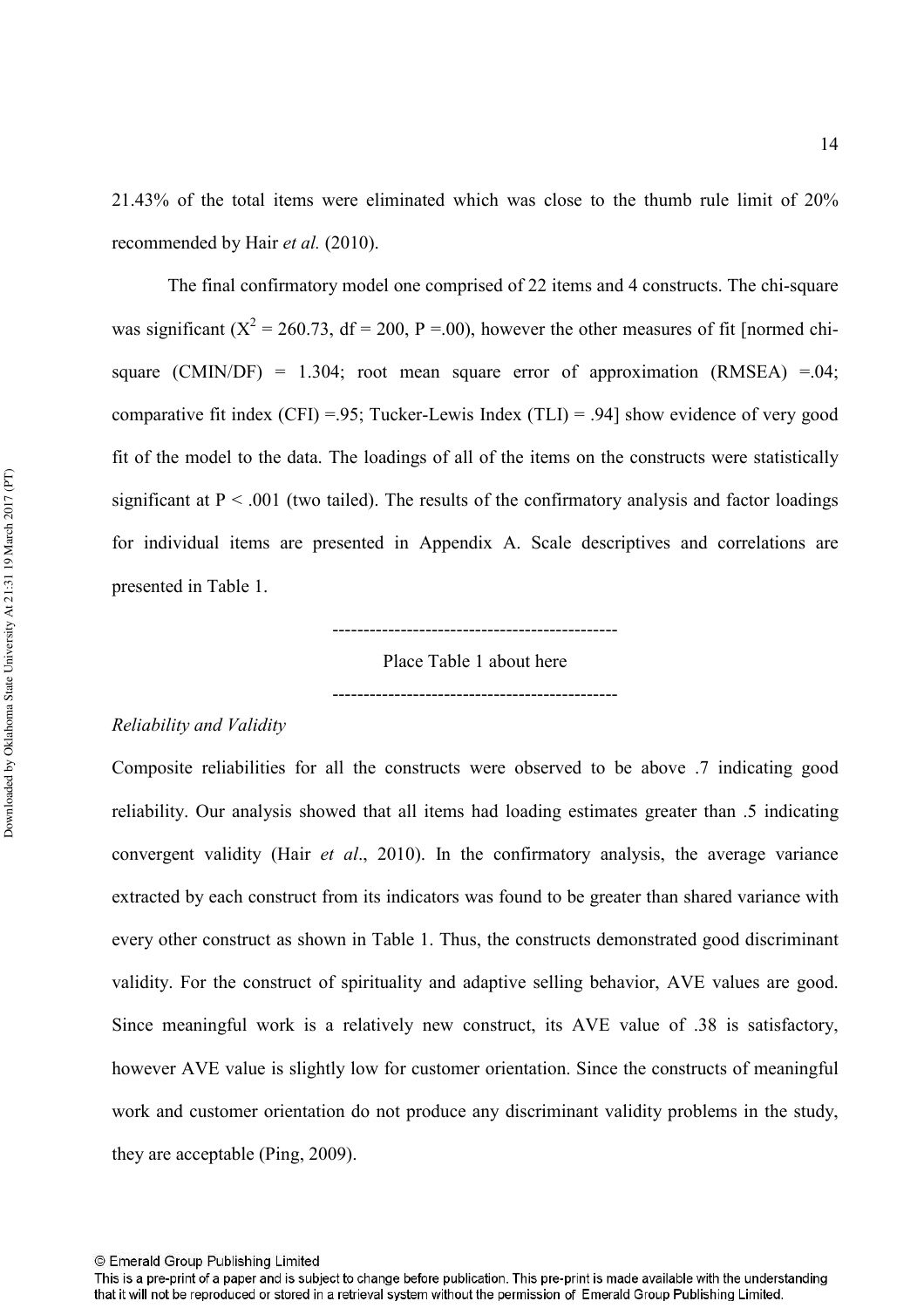21.43% of the total items were eliminated which was close to the thumb rule limit of 20% recommended by Hair *et al.* (2010).

The final confirmatory model one comprised of 22 items and 4 constructs. The chi-square was significant ($X^2 = 260.73$, df = 200, P =.00), however the other measures of fit [normed chi-square (CMIN/DF) = 1.304; root mean square error of approximation (RMSEA) =.04; comparative fit index (CFI) =.95; Tucker-Lewis Index (TLI) = .94] show evidence of very good fit of the model to the data. The loadings of all of the items on the constructs were statistically significant at $P < .001$ (two tailed). The results of the confirmatory analysis and factor loadings for individual items are presented in Appendix A. Scale descriptives and correlations are presented in Table 1.

----------------------------------------------

Place Table 1 about here

----------------------------------------------

*Reliability and Validity*

Composite reliabilities for all the constructs were observed to be above .7 indicating good reliability. Our analysis showed that all items had loading estimates greater than .5 indicating convergent validity (Hair *et al*., 2010). In the confirmatory analysis, the average variance extracted by each construct from its indicators was found to be greater than shared variance with every other construct as shown in Table 1. Thus, the constructs demonstrated good discriminant validity. For the construct of spirituality and adaptive selling behavior, AVE values are good. Since meaningful work is a relatively new construct, its AVE value of .38 is satisfactory, however AVE value is slightly low for customer orientation. Since the constructs of meaningful work and customer orientation do not produce any discriminant validity problems in the study, they are acceptable (Ping, 2009).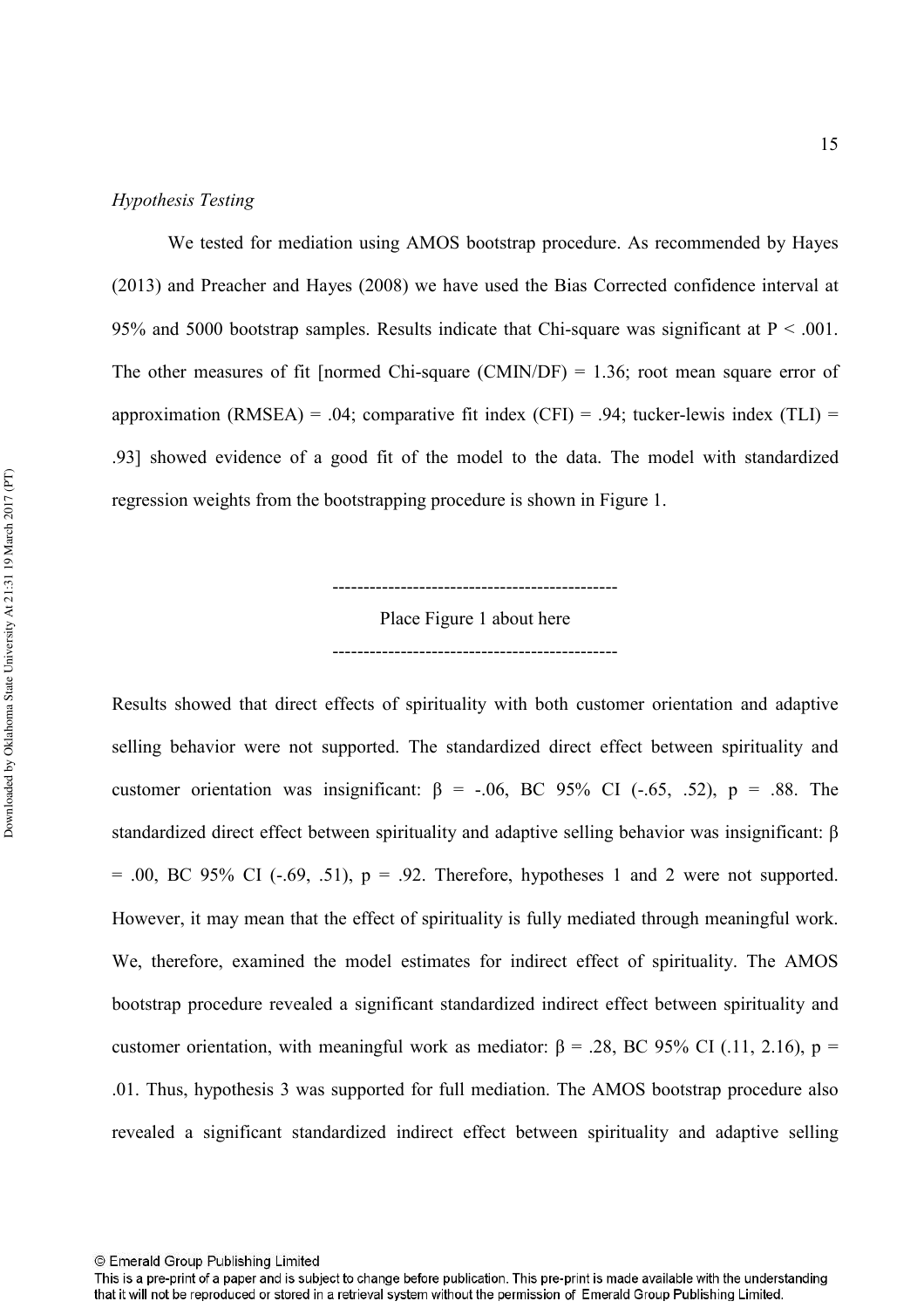*Hypothesis Testing*

We tested for mediation using AMOS bootstrap procedure. As recommended by Hayes (2013) and Preacher and Hayes (2008) we have used the Bias Corrected confidence interval at 95% and 5000 bootstrap samples. Results indicate that Chi-square was significant at $P < .001$. The other measures of fit [normed Chi-square (CMIN/DF) = 1.36; root mean square error of approximation (RMSEA) = .04; comparative fit index (CFI) = .94; tucker-lewis index (TLI) = .93] showed evidence of a good fit of the model to the data. The model with standardized regression weights from the bootstrapping procedure is shown in Figure 1.

---------------------------------------------

Place Figure 1 about here

---------------------------------------------

Results showed that direct effects of spirituality with both customer orientation and adaptive selling behavior were not supported. The standardized direct effect between spirituality and customer orientation was insignificant: $\beta = -.06$, BC 95% CI (-.65, .52), $p = .88$. The standardized direct effect between spirituality and adaptive selling behavior was insignificant: $\beta = .00$, BC 95% CI (-.69, .51), $p = .92$. Therefore, hypotheses 1 and 2 were not supported. However, it may mean that the effect of spirituality is fully mediated through meaningful work. We, therefore, examined the model estimates for indirect effect of spirituality. The AMOS bootstrap procedure revealed a significant standardized indirect effect between spirituality and customer orientation, with meaningful work as mediator: $\beta = .28$, BC 95% CI (.11, 2.16), $p = .01$. Thus, hypothesis 3 was supported for full mediation. The AMOS bootstrap procedure also revealed a significant standardized indirect effect between spirituality and adaptive selling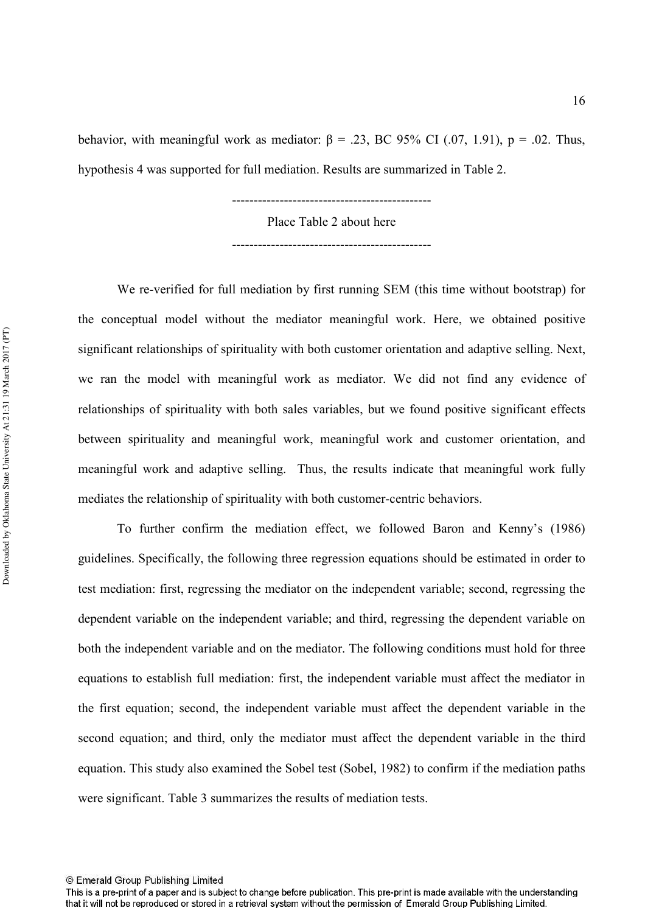behavior, with meaningful work as mediator: $\beta = .23$, BC 95% CI (.07, 1.91), $p = .02$. Thus, hypothesis 4 was supported for full mediation. Results are summarized in Table 2.

---------------------------------------------

Place Table 2 about here

---------------------------------------------

We re-verified for full mediation by first running SEM (this time without bootstrap) for the conceptual model without the mediator meaningful work. Here, we obtained positive significant relationships of spirituality with both customer orientation and adaptive selling. Next, we ran the model with meaningful work as mediator. We did not find any evidence of relationships of spirituality with both sales variables, but we found positive significant effects between spirituality and meaningful work, meaningful work and customer orientation, and meaningful work and adaptive selling. Thus, the results indicate that meaningful work fully mediates the relationship of spirituality with both customer-centric behaviors.

To further confirm the mediation effect, we followed Baron and Kenny's (1986) guidelines. Specifically, the following three regression equations should be estimated in order to test mediation: first, regressing the mediator on the independent variable; second, regressing the dependent variable on the independent variable; and third, regressing the dependent variable on both the independent variable and on the mediator. The following conditions must hold for three equations to establish full mediation: first, the independent variable must affect the mediator in the first equation; second, the independent variable must affect the dependent variable in the second equation; and third, only the mediator must affect the dependent variable in the third equation. This study also examined the Sobel test (Sobel, 1982) to confirm if the mediation paths were significant. Table 3 summarizes the results of mediation tests.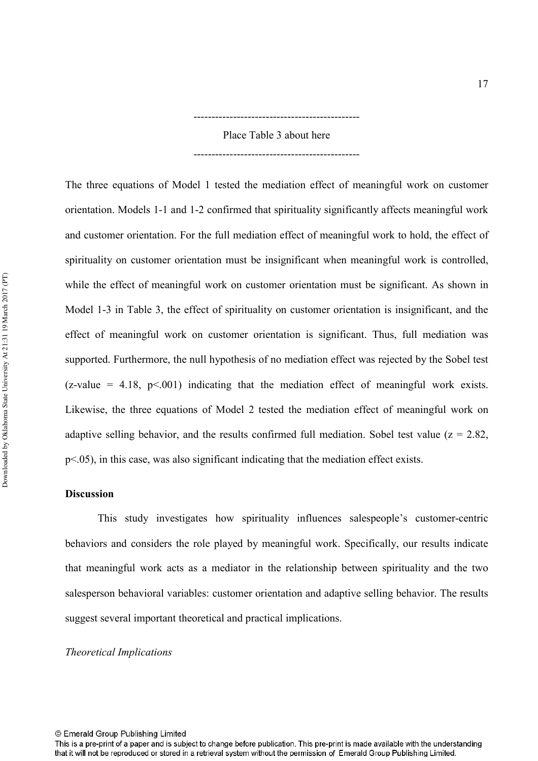---------------------------------------------

Place Table 3 about here

---------------------------------------------

The three equations of Model 1 tested the mediation effect of meaningful work on customer orientation. Models 1-1 and 1-2 confirmed that spirituality significantly affects meaningful work and customer orientation. For the full mediation effect of meaningful work to hold, the effect of spirituality on customer orientation must be insignificant when meaningful work is controlled, while the effect of meaningful work on customer orientation must be significant. As shown in Model 1-3 in Table 3, the effect of spirituality on customer orientation is insignificant, and the effect of meaningful work on customer orientation is significant. Thus, full mediation was supported. Furthermore, the null hypothesis of no mediation effect was rejected by the Sobel test (z-value = 4.18, $p<.001$) indicating that the mediation effect of meaningful work exists. Likewise, the three equations of Model 2 tested the mediation effect of meaningful work on adaptive selling behavior, and the results confirmed full mediation. Sobel test value ($z = 2.82$, $p<.05$), in this case, was also significant indicating that the mediation effect exists.

## Discussion

This study investigates how spirituality influences salespeople's customer-centric behaviors and considers the role played by meaningful work. Specifically, our results indicate that meaningful work acts as a mediator in the relationship between spirituality and the two salesperson behavioral variables: customer orientation and adaptive selling behavior. The results suggest several important theoretical and practical implications.

### *Theoretical Implications*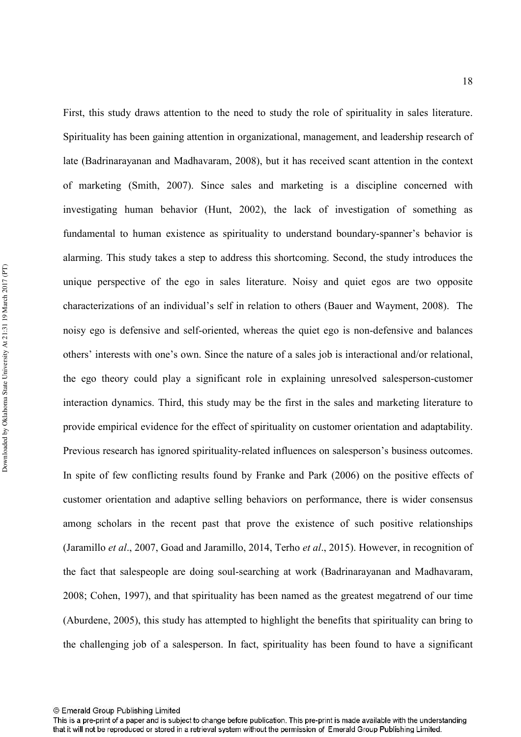First, this study draws attention to the need to study the role of spirituality in sales literature. Spirituality has been gaining attention in organizational, management, and leadership research of late (Badrinarayanan and Madhavaram, 2008), but it has received scant attention in the context of marketing (Smith, 2007). Since sales and marketing is a discipline concerned with investigating human behavior (Hunt, 2002), the lack of investigation of something as fundamental to human existence as spirituality to understand boundary-spanner's behavior is alarming. This study takes a step to address this shortcoming. Second, the study introduces the unique perspective of the ego in sales literature. Noisy and quiet egos are two opposite characterizations of an individual's self in relation to others (Bauer and Wayment, 2008). The noisy ego is defensive and self-oriented, whereas the quiet ego is non-defensive and balances others' interests with one's own. Since the nature of a sales job is interactional and/or relational, the ego theory could play a significant role in explaining unresolved salesperson-customer interaction dynamics. Third, this study may be the first in the sales and marketing literature to provide empirical evidence for the effect of spirituality on customer orientation and adaptability. Previous research has ignored spirituality-related influences on salesperson's business outcomes. In spite of few conflicting results found by Franke and Park (2006) on the positive effects of customer orientation and adaptive selling behaviors on performance, there is wider consensus among scholars in the recent past that prove the existence of such positive relationships (Jaramillo *et al*., 2007, Goad and Jaramillo, 2014, Terho *et al*., 2015). However, in recognition of the fact that salespeople are doing soul-searching at work (Badrinarayanan and Madhavaram, 2008; Cohen, 1997), and that spirituality has been named as the greatest megatrend of our time (Aburdene, 2005), this study has attempted to highlight the benefits that spirituality can bring to the challenging job of a salesperson. In fact, spirituality has been found to have a significant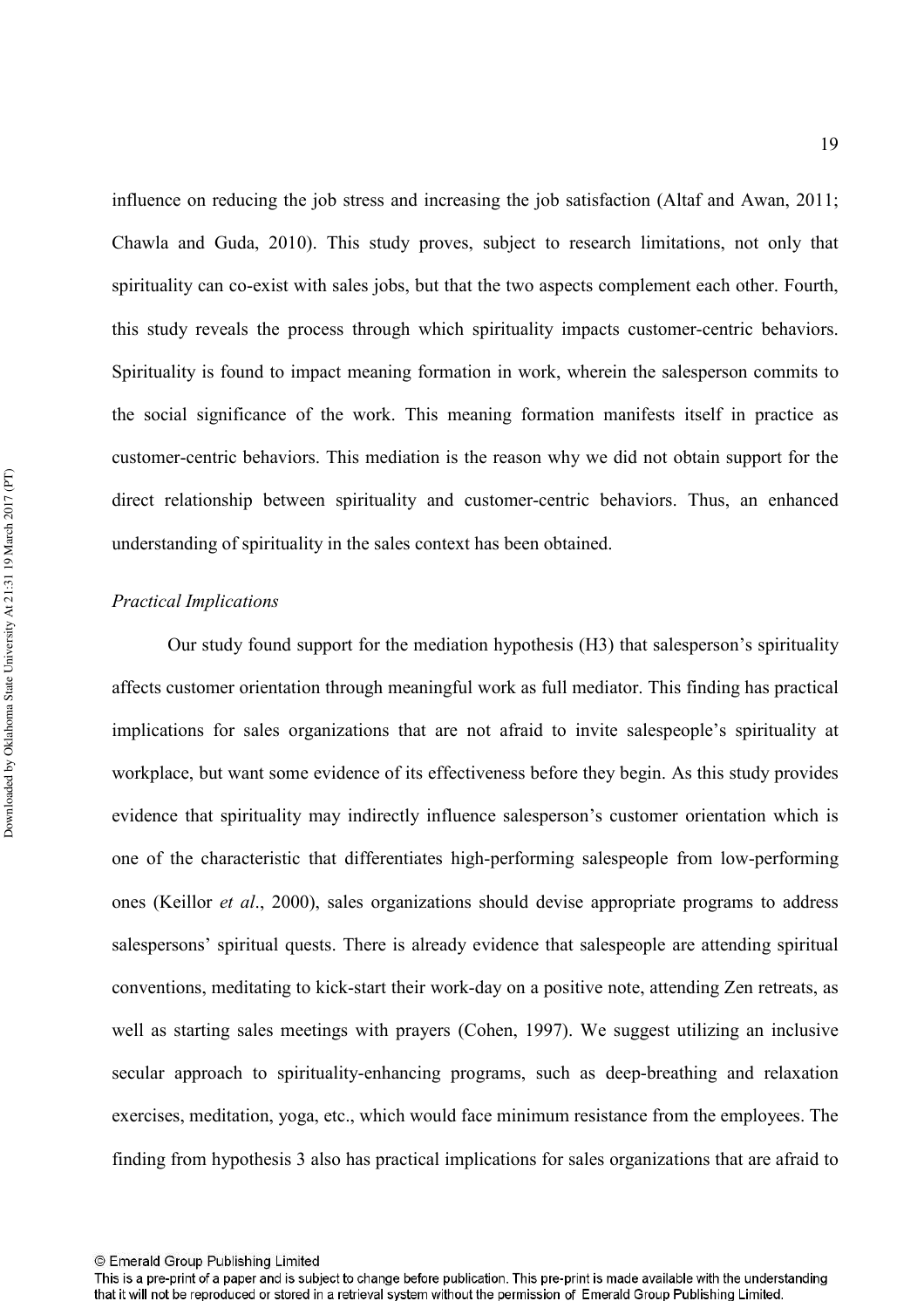influence on reducing the job stress and increasing the job satisfaction (Altaf and Awan, 2011; Chawla and Guda, 2010). This study proves, subject to research limitations, not only that spirituality can co-exist with sales jobs, but that the two aspects complement each other. Fourth, this study reveals the process through which spirituality impacts customer-centric behaviors. Spirituality is found to impact meaning formation in work, wherein the salesperson commits to the social significance of the work. This meaning formation manifests itself in practice as customer-centric behaviors. This mediation is the reason why we did not obtain support for the direct relationship between spirituality and customer-centric behaviors. Thus, an enhanced understanding of spirituality in the sales context has been obtained.

*Practical Implications*

Our study found support for the mediation hypothesis (H3) that salesperson's spirituality affects customer orientation through meaningful work as full mediator. This finding has practical implications for sales organizations that are not afraid to invite salespeople's spirituality at workplace, but want some evidence of its effectiveness before they begin. As this study provides evidence that spirituality may indirectly influence salesperson's customer orientation which is one of the characteristic that differentiates high-performing salespeople from low-performing ones (Keillor *et al*., 2000), sales organizations should devise appropriate programs to address salespersons' spiritual quests. There is already evidence that salespeople are attending spiritual conventions, meditating to kick-start their work-day on a positive note, attending Zen retreats, as well as starting sales meetings with prayers (Cohen, 1997). We suggest utilizing an inclusive secular approach to spirituality-enhancing programs, such as deep-breathing and relaxation exercises, meditation, yoga, etc., which would face minimum resistance from the employees. The finding from hypothesis 3 also has practical implications for sales organizations that are afraid to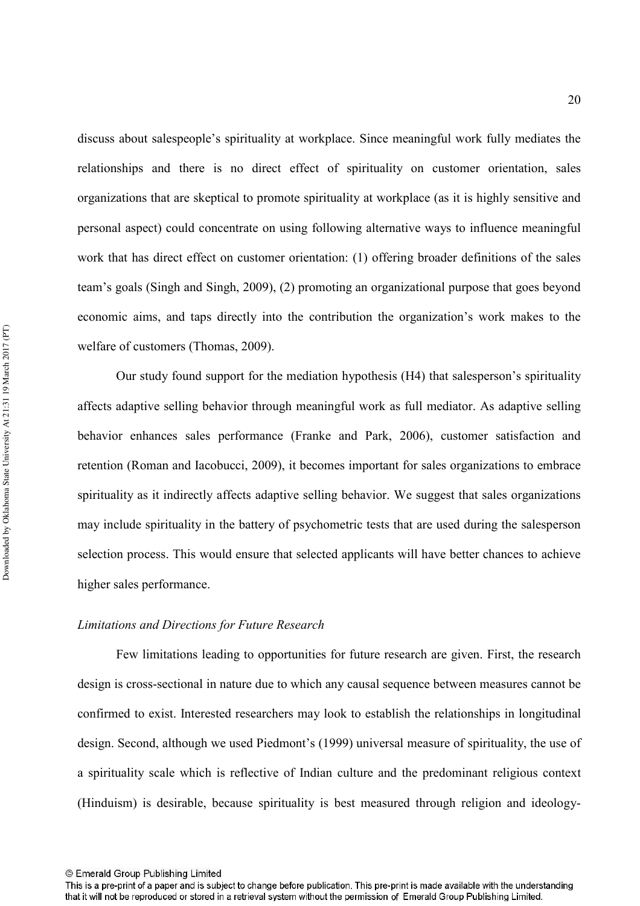discuss about salespeople's spirituality at workplace. Since meaningful work fully mediates the relationships and there is no direct effect of spirituality on customer orientation, sales organizations that are skeptical to promote spirituality at workplace (as it is highly sensitive and personal aspect) could concentrate on using following alternative ways to influence meaningful work that has direct effect on customer orientation: (1) offering broader definitions of the sales team's goals (Singh and Singh, 2009), (2) promoting an organizational purpose that goes beyond economic aims, and taps directly into the contribution the organization's work makes to the welfare of customers (Thomas, 2009).

Our study found support for the mediation hypothesis (H4) that salesperson's spirituality affects adaptive selling behavior through meaningful work as full mediator. As adaptive selling behavior enhances sales performance (Franke and Park, 2006), customer satisfaction and retention (Roman and Iacobucci, 2009), it becomes important for sales organizations to embrace spirituality as it indirectly affects adaptive selling behavior. We suggest that sales organizations may include spirituality in the battery of psychometric tests that are used during the salesperson selection process. This would ensure that selected applicants will have better chances to achieve higher sales performance.

### *Limitations and Directions for Future Research*

Few limitations leading to opportunities for future research are given. First, the research design is cross-sectional in nature due to which any causal sequence between measures cannot be confirmed to exist. Interested researchers may look to establish the relationships in longitudinal design. Second, although we used Piedmont's (1999) universal measure of spirituality, the use of a spirituality scale which is reflective of Indian culture and the predominant religious context (Hinduism) is desirable, because spirituality is best measured through religion and ideology-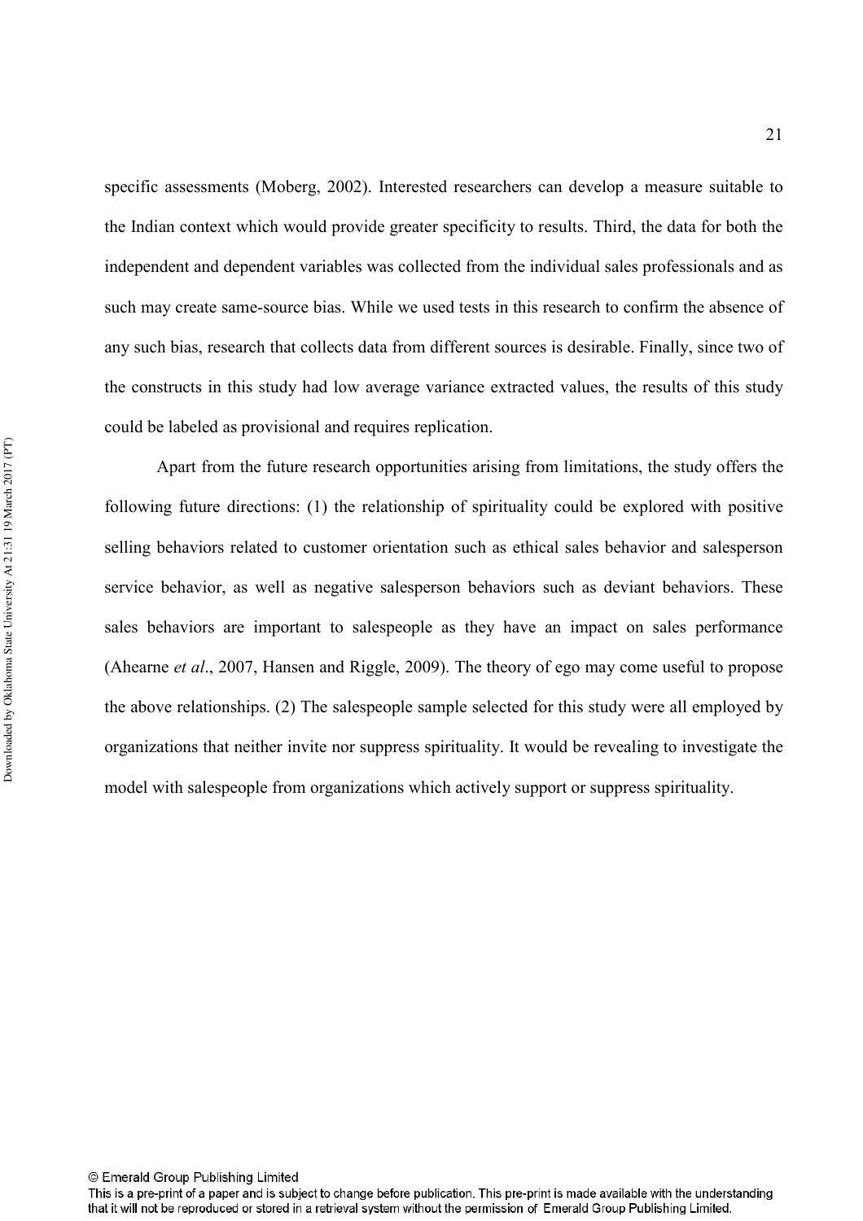specific assessments (Moberg, 2002). Interested researchers can develop a measure suitable to the Indian context which would provide greater specificity to results. Third, the data for both the independent and dependent variables was collected from the individual sales professionals and as such may create same-source bias. While we used tests in this research to confirm the absence of any such bias, research that collects data from different sources is desirable. Finally, since two of the constructs in this study had low average variance extracted values, the results of this study could be labeled as provisional and requires replication.

Apart from the future research opportunities arising from limitations, the study offers the following future directions: (1) the relationship of spirituality could be explored with positive selling behaviors related to customer orientation such as ethical sales behavior and salesperson service behavior, as well as negative salesperson behaviors such as deviant behaviors. These sales behaviors are important to salespeople as they have an impact on sales performance (Ahearne *et al*., 2007, Hansen and Riggle, 2009). The theory of ego may come useful to propose the above relationships. (2) The salespeople sample selected for this study were all employed by organizations that neither invite nor suppress spirituality. It would be revealing to investigate the model with salespeople from organizations which actively support or suppress spirituality.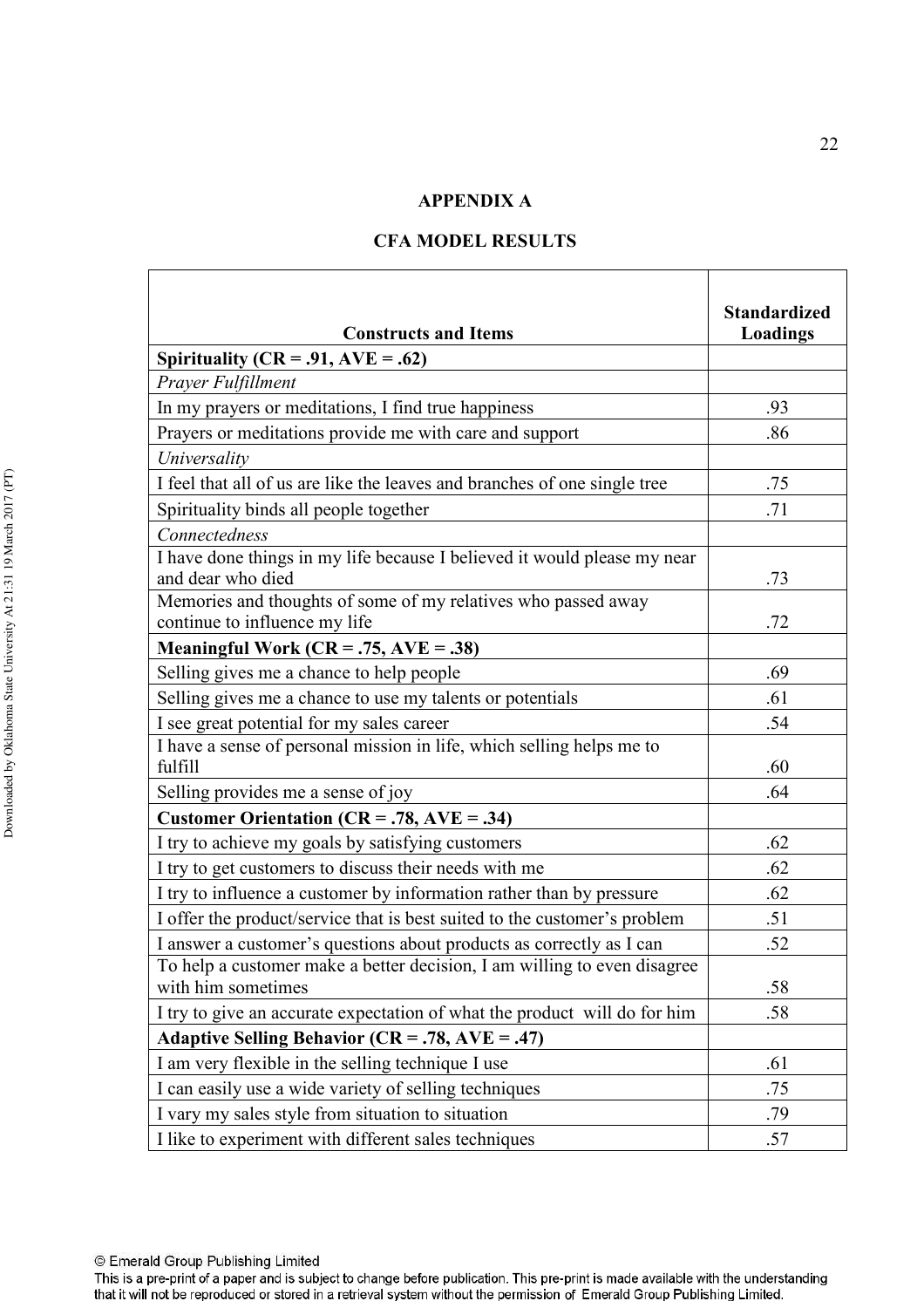## APPENDIX A

## CFA MODEL RESULTS

| Constructs and Items | Standardized Loadings |
|---|---|
| **Spirituality (CR = .91, AVE = .62)** | |
| *Prayer Fulfillment* | |
| In my prayers or meditations, I find true happiness | .93 |
| Prayers or meditations provide me with care and support | .86 |
| *Universality* | |
| I feel that all of us are like the leaves and branches of one single tree | .75 |
| Spirituality binds all people together | .71 |
| *Connectedness* | |
| I have done things in my life because I believed it would please my near and dear who died | .73 |
| Memories and thoughts of some of my relatives who passed away continue to influence my life | .72 |
| **Meaningful Work (CR = .75, AVE = .38)** | |
| Selling gives me a chance to help people | .69 |
| Selling gives me a chance to use my talents or potentials | .61 |
| I see great potential for my sales career | .54 |
| I have a sense of personal mission in life, which selling helps me to fulfill | .60 |
| Selling provides me a sense of joy | .64 |
| **Customer Orientation (CR = .78, AVE = .34)** | |
| I try to achieve my goals by satisfying customers | .62 |
| I try to get customers to discuss their needs with me | .62 |
| I try to influence a customer by information rather than by pressure | .62 |
| I offer the product/service that is best suited to the customer's problem | .51 |
| I answer a customer's questions about products as correctly as I can | .52 |
| To help a customer make a better decision, I am willing to even disagree with him sometimes | .58 |
| I try to give an accurate expectation of what the product will do for him | .58 |
| **Adaptive Selling Behavior (CR = .78, AVE = .47)** | |
| I am very flexible in the selling technique I use | .61 |
| I can easily use a wide variety of selling techniques | .75 |
| I vary my sales style from situation to situation | .79 |
| I like to experiment with different sales techniques | .57 |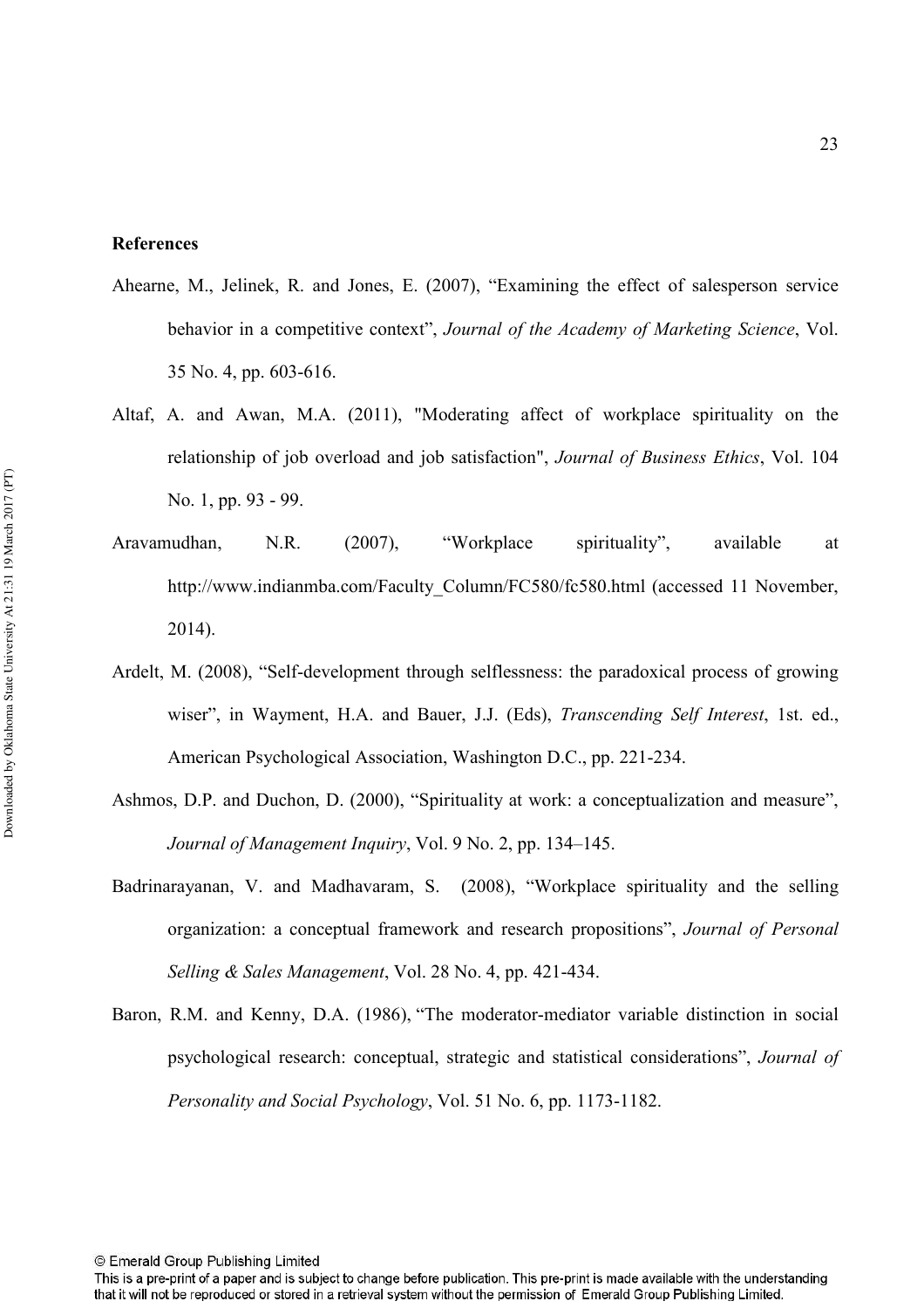**References**

Ahearne, M., Jelinek, R. and Jones, E. (2007), “Examining the effect of salesperson service behavior in a competitive context”, *Journal of the Academy of Marketing Science*, Vol. 35 No. 4, pp. 603-616.

Altaf, A. and Awan, M.A. (2011), "Moderating affect of workplace spirituality on the relationship of job overload and job satisfaction", *Journal of Business Ethics*, Vol. 104 No. 1, pp. 93 - 99.

Aravamudhan, N.R. (2007), “Workplace spirituality”, available at http://www.indianmba.com/Faculty_Column/FC580/fc580.html (accessed 11 November, 2014).

Ardelt, M. (2008), “Self-development through selflessness: the paradoxical process of growing wiser”, in Wayment, H.A. and Bauer, J.J. (Eds), *Transcending Self Interest*, 1st. ed., American Psychological Association, Washington D.C., pp. 221-234.

Ashmos, D.P. and Duchon, D. (2000), “Spirituality at work: a conceptualization and measure”, *Journal of Management Inquiry*, Vol. 9 No. 2, pp. 134–145.

Badrinarayanan, V. and Madhavaram, S. (2008), “Workplace spirituality and the selling organization: a conceptual framework and research propositions”, *Journal of Personal Selling & Sales Management*, Vol. 28 No. 4, pp. 421-434.

Baron, R.M. and Kenny, D.A. (1986), “The moderator-mediator variable distinction in social psychological research: conceptual, strategic and statistical considerations”, *Journal of Personality and Social Psychology*, Vol. 51 No. 6, pp. 1173-1182.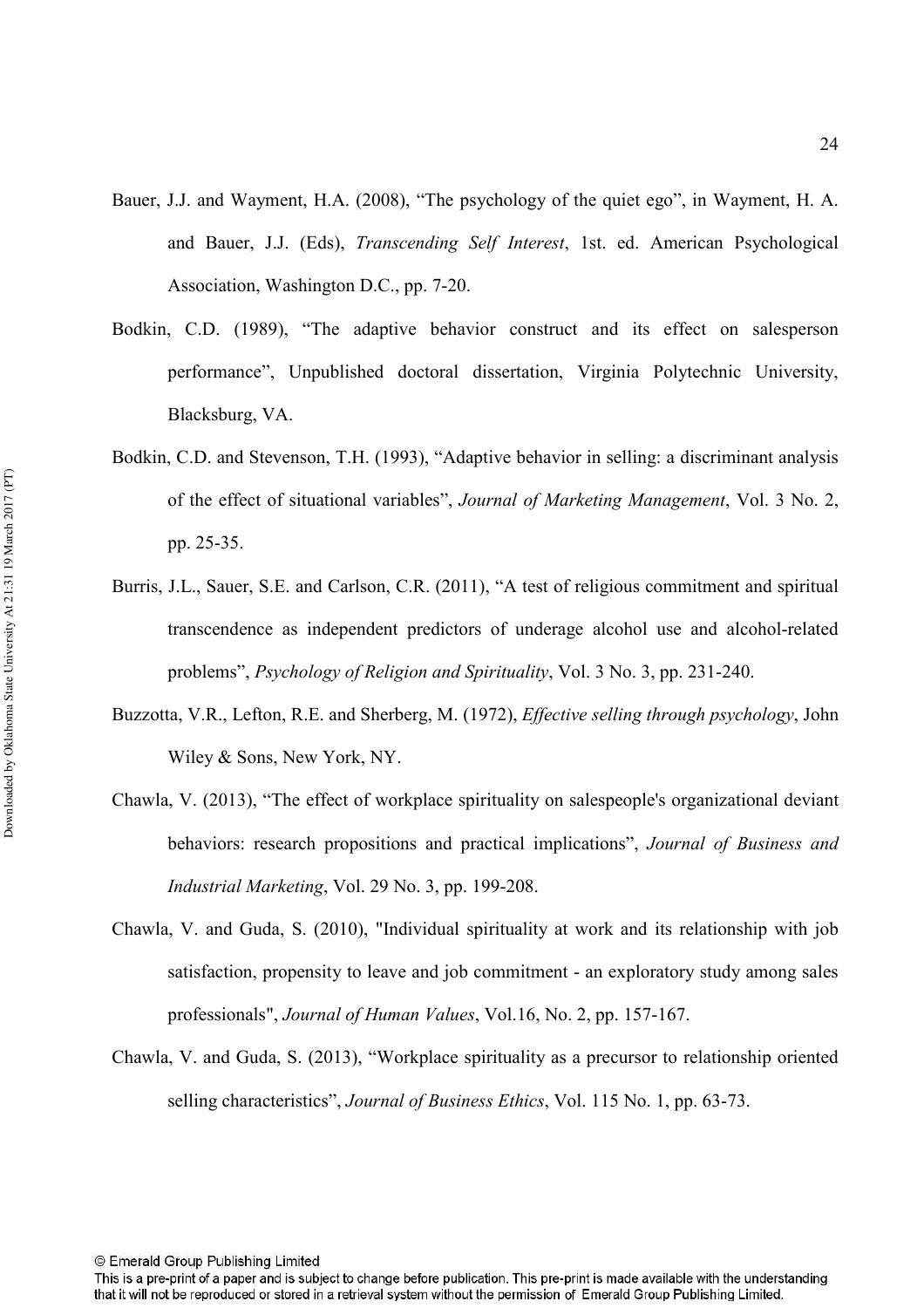Bauer, J.J. and Wayment, H.A. (2008), "The psychology of the quiet ego", in Wayment, H. A. and Bauer, J.J. (Eds), *Transcending Self Interest*, 1st. ed. American Psychological Association, Washington D.C., pp. 7-20.

Bodkin, C.D. (1989), "The adaptive behavior construct and its effect on salesperson performance", Unpublished doctoral dissertation, Virginia Polytechnic University, Blacksburg, VA.

Bodkin, C.D. and Stevenson, T.H. (1993), "Adaptive behavior in selling: a discriminant analysis of the effect of situational variables", *Journal of Marketing Management*, Vol. 3 No. 2, pp. 25-35.

Burris, J.L., Sauer, S.E. and Carlson, C.R. (2011), "A test of religious commitment and spiritual transcendence as independent predictors of underage alcohol use and alcohol-related problems", *Psychology of Religion and Spirituality*, Vol. 3 No. 3, pp. 231-240.

Buzzotta, V.R., Lefton, R.E. and Sherberg, M. (1972), *Effective selling through psychology*, John Wiley & Sons, New York, NY.

Chawla, V. (2013), "The effect of workplace spirituality on salespeople's organizational deviant behaviors: research propositions and practical implications", *Journal of Business and Industrial Marketing*, Vol. 29 No. 3, pp. 199-208.

Chawla, V. and Guda, S. (2010), "Individual spirituality at work and its relationship with job satisfaction, propensity to leave and job commitment - an exploratory study among sales professionals", *Journal of Human Values*, Vol.16, No. 2, pp. 157-167.

Chawla, V. and Guda, S. (2013), "Workplace spirituality as a precursor to relationship oriented selling characteristics", *Journal of Business Ethics*, Vol. 115 No. 1, pp. 63-73.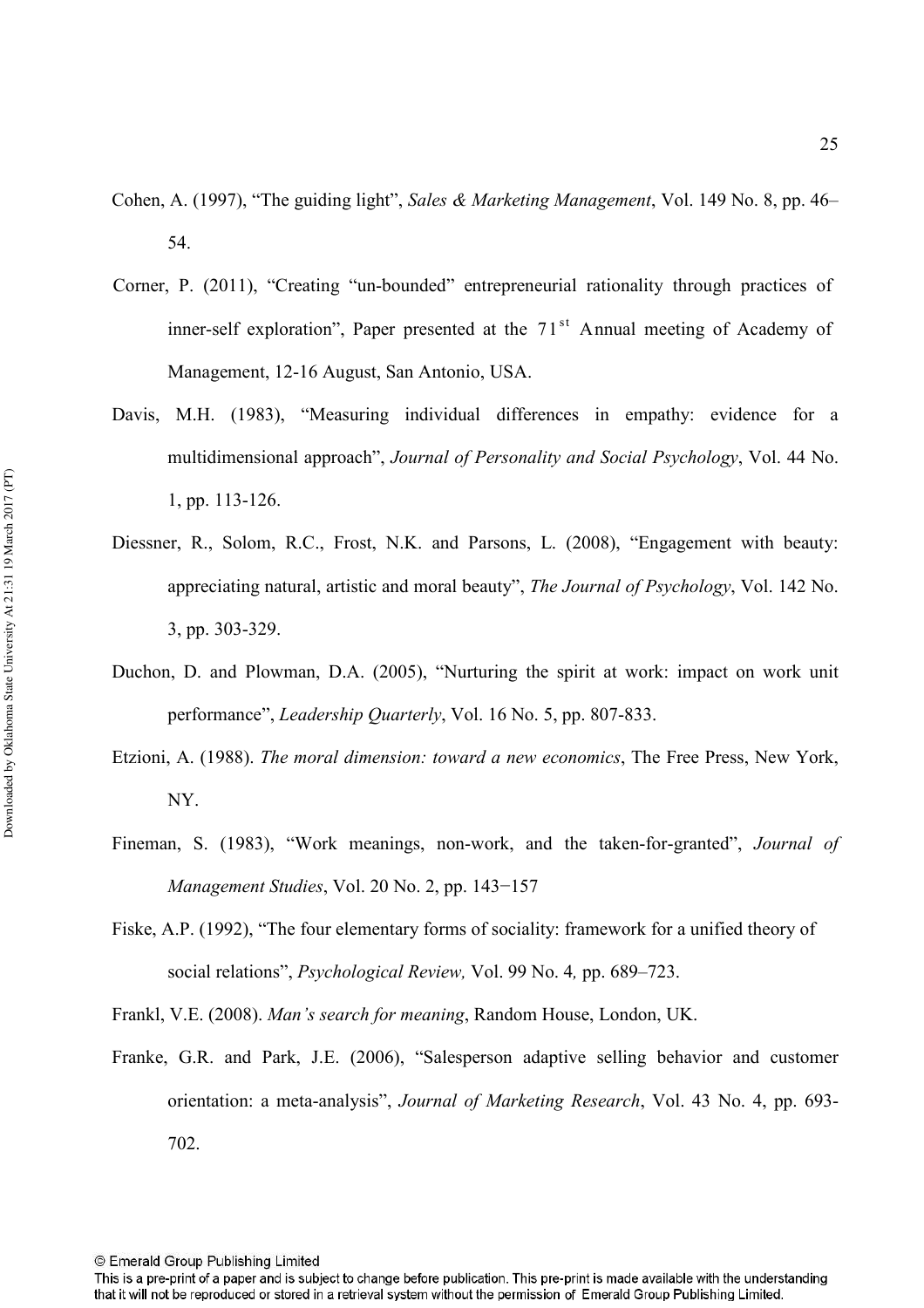Cohen, A. (1997), “The guiding light”, *Sales & Marketing Management*, Vol. 149 No. 8, pp. 46–54.

Corner, P. (2011), “Creating “un-bounded” entrepreneurial rationality through practices of inner-self exploration”, Paper presented at the 71st Annual meeting of Academy of Management, 12-16 August, San Antonio, USA.

Davis, M.H. (1983), “Measuring individual differences in empathy: evidence for a multidimensional approach”, *Journal of Personality and Social Psychology*, Vol. 44 No. 1, pp. 113-126.

Diessner, R., Solom, R.C., Frost, N.K. and Parsons, L. (2008), “Engagement with beauty: appreciating natural, artistic and moral beauty”, *The Journal of Psychology*, Vol. 142 No. 3, pp. 303-329.

Duchon, D. and Plowman, D.A. (2005), “Nurturing the spirit at work: impact on work unit performance”, *Leadership Quarterly*, Vol. 16 No. 5, pp. 807-833.

Etzioni, A. (1988). *The moral dimension: toward a new economics*, The Free Press, New York, NY.

Fineman, S. (1983), “Work meanings, non-work, and the taken-for-granted”, *Journal of Management Studies*, Vol. 20 No. 2, pp. 143−157

Fiske, A.P. (1992), “The four elementary forms of sociality: framework for a unified theory of social relations”, *Psychological Review,* Vol. 99 No. 4*,* pp. 689–723.

Frankl, V.E. (2008). *Man’s search for meaning*, Random House, London, UK.

Franke, G.R. and Park, J.E. (2006), “Salesperson adaptive selling behavior and customer orientation: a meta-analysis”, *Journal of Marketing Research*, Vol. 43 No. 4, pp. 693-702.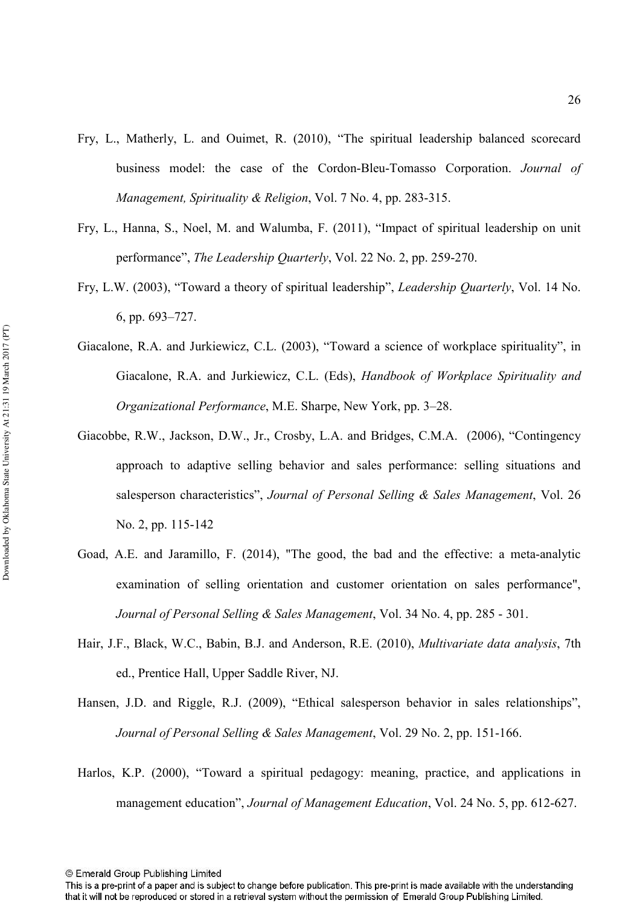Fry, L., Matherly, L. and Ouimet, R. (2010), "The spiritual leadership balanced scorecard business model: the case of the Cordon-Bleu-Tomasso Corporation. *Journal of Management, Spirituality & Religion*, Vol. 7 No. 4, pp. 283-315.

Fry, L., Hanna, S., Noel, M. and Walumba, F. (2011), "Impact of spiritual leadership on unit performance", *The Leadership Quarterly*, Vol. 22 No. 2, pp. 259-270.

Fry, L.W. (2003), "Toward a theory of spiritual leadership", *Leadership Quarterly*, Vol. 14 No. 6, pp. 693–727.

Giacalone, R.A. and Jurkiewicz, C.L. (2003), "Toward a science of workplace spirituality", in Giacalone, R.A. and Jurkiewicz, C.L. (Eds), *Handbook of Workplace Spirituality and Organizational Performance*, M.E. Sharpe, New York, pp. 3–28.

Giacobbe, R.W., Jackson, D.W., Jr., Crosby, L.A. and Bridges, C.M.A. (2006), "Contingency approach to adaptive selling behavior and sales performance: selling situations and salesperson characteristics", *Journal of Personal Selling & Sales Management*, Vol. 26 No. 2, pp. 115-142

Goad, A.E. and Jaramillo, F. (2014), "The good, the bad and the effective: a meta-analytic examination of selling orientation and customer orientation on sales performance", *Journal of Personal Selling & Sales Management*, Vol. 34 No. 4, pp. 285 - 301.

Hair, J.F., Black, W.C., Babin, B.J. and Anderson, R.E. (2010), *Multivariate data analysis*, 7th ed., Prentice Hall, Upper Saddle River, NJ.

Hansen, J.D. and Riggle, R.J. (2009), "Ethical salesperson behavior in sales relationships", *Journal of Personal Selling & Sales Management*, Vol. 29 No. 2, pp. 151-166.

Harlos, K.P. (2000), "Toward a spiritual pedagogy: meaning, practice, and applications in management education", *Journal of Management Education*, Vol. 24 No. 5, pp. 612-627.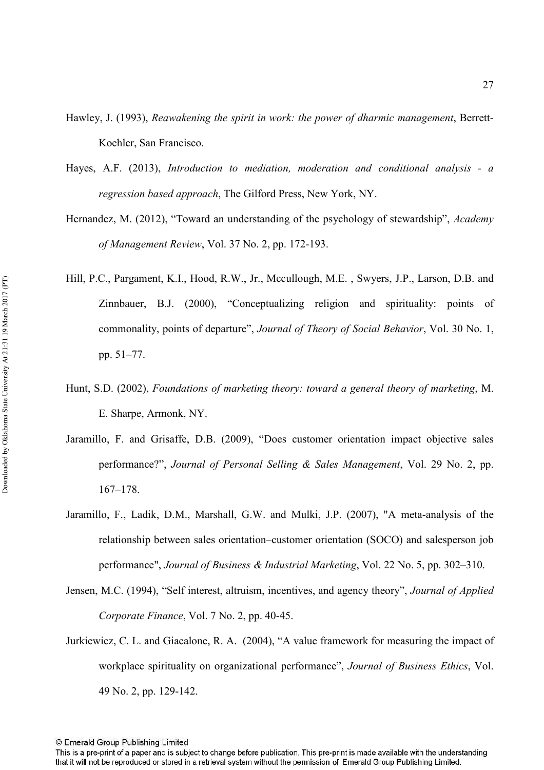Hawley, J. (1993), *Reawakening the spirit in work: the power of dharmic management*, Berrett-Koehler, San Francisco.

Hayes, A.F. (2013), *Introduction to mediation, moderation and conditional analysis - a regression based approach*, The Gilford Press, New York, NY.

Hernandez, M. (2012), "Toward an understanding of the psychology of stewardship", *Academy of Management Review*, Vol. 37 No. 2, pp. 172-193.

Hill, P.C., Pargament, K.I., Hood, R.W., Jr., Mccullough, M.E. , Swyers, J.P., Larson, D.B. and Zinnbauer, B.J. (2000), "Conceptualizing religion and spirituality: points of commonality, points of departure", *Journal of Theory of Social Behavior*, Vol. 30 No. 1, pp. 51–77.

Hunt, S.D. (2002), *Foundations of marketing theory: toward a general theory of marketing*, M. E. Sharpe, Armonk, NY.

Jaramillo, F. and Grisaffe, D.B. (2009), "Does customer orientation impact objective sales performance?", *Journal of Personal Selling & Sales Management*, Vol. 29 No. 2, pp. 167–178.

Jaramillo, F., Ladik, D.M., Marshall, G.W. and Mulki, J.P. (2007), "A meta-analysis of the relationship between sales orientation–customer orientation (SOCO) and salesperson job performance", *Journal of Business & Industrial Marketing*, Vol. 22 No. 5, pp. 302–310.

Jensen, M.C. (1994), "Self interest, altruism, incentives, and agency theory", *Journal of Applied Corporate Finance*, Vol. 7 No. 2, pp. 40-45.

Jurkiewicz, C. L. and Giacalone, R. A. (2004), "A value framework for measuring the impact of workplace spirituality on organizational performance", *Journal of Business Ethics*, Vol. 49 No. 2, pp. 129-142.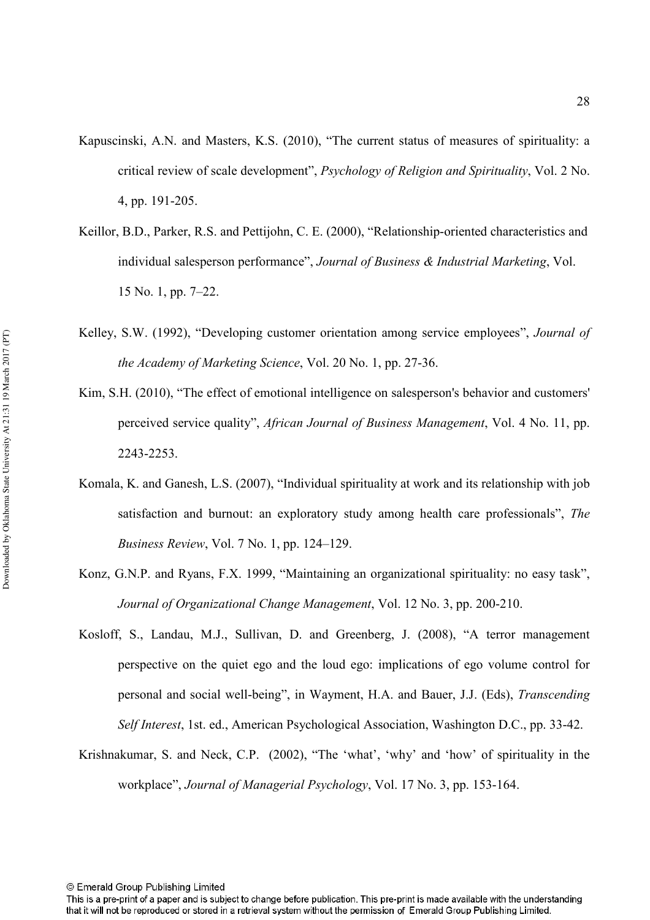Kapuscinski, A.N. and Masters, K.S. (2010), "The current status of measures of spirituality: a critical review of scale development", *Psychology of Religion and Spirituality*, Vol. 2 No. 4, pp. 191-205.

Keillor, B.D., Parker, R.S. and Pettijohn, C. E. (2000), "Relationship-oriented characteristics and individual salesperson performance", *Journal of Business & Industrial Marketing*, Vol. 15 No. 1, pp. 7–22.

Kelley, S.W. (1992), "Developing customer orientation among service employees", *Journal of the Academy of Marketing Science*, Vol. 20 No. 1, pp. 27-36.

Kim, S.H. (2010), "The effect of emotional intelligence on salesperson's behavior and customers' perceived service quality", *African Journal of Business Management*, Vol. 4 No. 11, pp. 2243-2253.

Komala, K. and Ganesh, L.S. (2007), "Individual spirituality at work and its relationship with job satisfaction and burnout: an exploratory study among health care professionals", *The Business Review*, Vol. 7 No. 1, pp. 124–129.

Konz, G.N.P. and Ryans, F.X. 1999, "Maintaining an organizational spirituality: no easy task", *Journal of Organizational Change Management*, Vol. 12 No. 3, pp. 200-210.

Kosloff, S., Landau, M.J., Sullivan, D. and Greenberg, J. (2008), "A terror management perspective on the quiet ego and the loud ego: implications of ego volume control for personal and social well-being", in Wayment, H.A. and Bauer, J.J. (Eds), *Transcending Self Interest*, 1st. ed., American Psychological Association, Washington D.C., pp. 33-42.

Krishnakumar, S. and Neck, C.P. (2002), "The 'what', 'why' and 'how' of spirituality in the workplace", *Journal of Managerial Psychology*, Vol. 17 No. 3, pp. 153-164.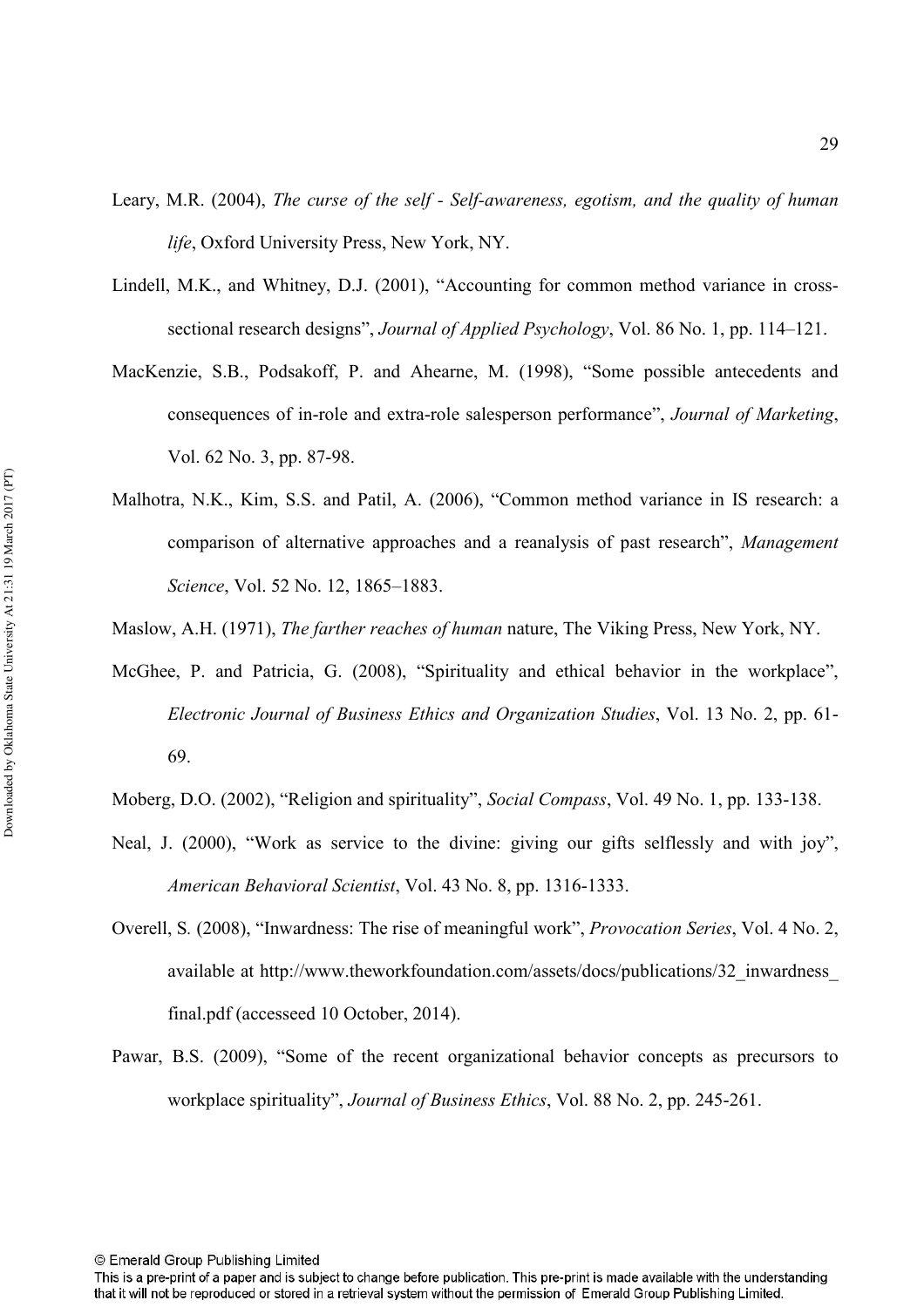Leary, M.R. (2004), *The curse of the self - Self-awareness, egotism, and the quality of human life*, Oxford University Press, New York, NY.

Lindell, M.K., and Whitney, D.J. (2001), "Accounting for common method variance in cross-sectional research designs", *Journal of Applied Psychology*, Vol. 86 No. 1, pp. 114–121.

MacKenzie, S.B., Podsakoff, P. and Ahearne, M. (1998), "Some possible antecedents and consequences of in-role and extra-role salesperson performance", *Journal of Marketing*, Vol. 62 No. 3, pp. 87-98.

Malhotra, N.K., Kim, S.S. and Patil, A. (2006), "Common method variance in IS research: a comparison of alternative approaches and a reanalysis of past research", *Management Science*, Vol. 52 No. 12, 1865–1883.

Maslow, A.H. (1971), *The farther reaches of human* nature, The Viking Press, New York, NY.

McGhee, P. and Patricia, G. (2008), "Spirituality and ethical behavior in the workplace", *Electronic Journal of Business Ethics and Organization Studies*, Vol. 13 No. 2, pp. 61-69.

Moberg, D.O. (2002), "Religion and spirituality", *Social Compass*, Vol. 49 No. 1, pp. 133-138.

Neal, J. (2000), "Work as service to the divine: giving our gifts selflessly and with joy", *American Behavioral Scientist*, Vol. 43 No. 8, pp. 1316-1333.

Overell, S. (2008), "Inwardness: The rise of meaningful work", *Provocation Series*, Vol. 4 No. 2, available at http://www.theworkfoundation.com/assets/docs/publications/32_inwardness_final.pdf (accesseed 10 October, 2014).

Pawar, B.S. (2009), "Some of the recent organizational behavior concepts as precursors to workplace spirituality", *Journal of Business Ethics*, Vol. 88 No. 2, pp. 245-261.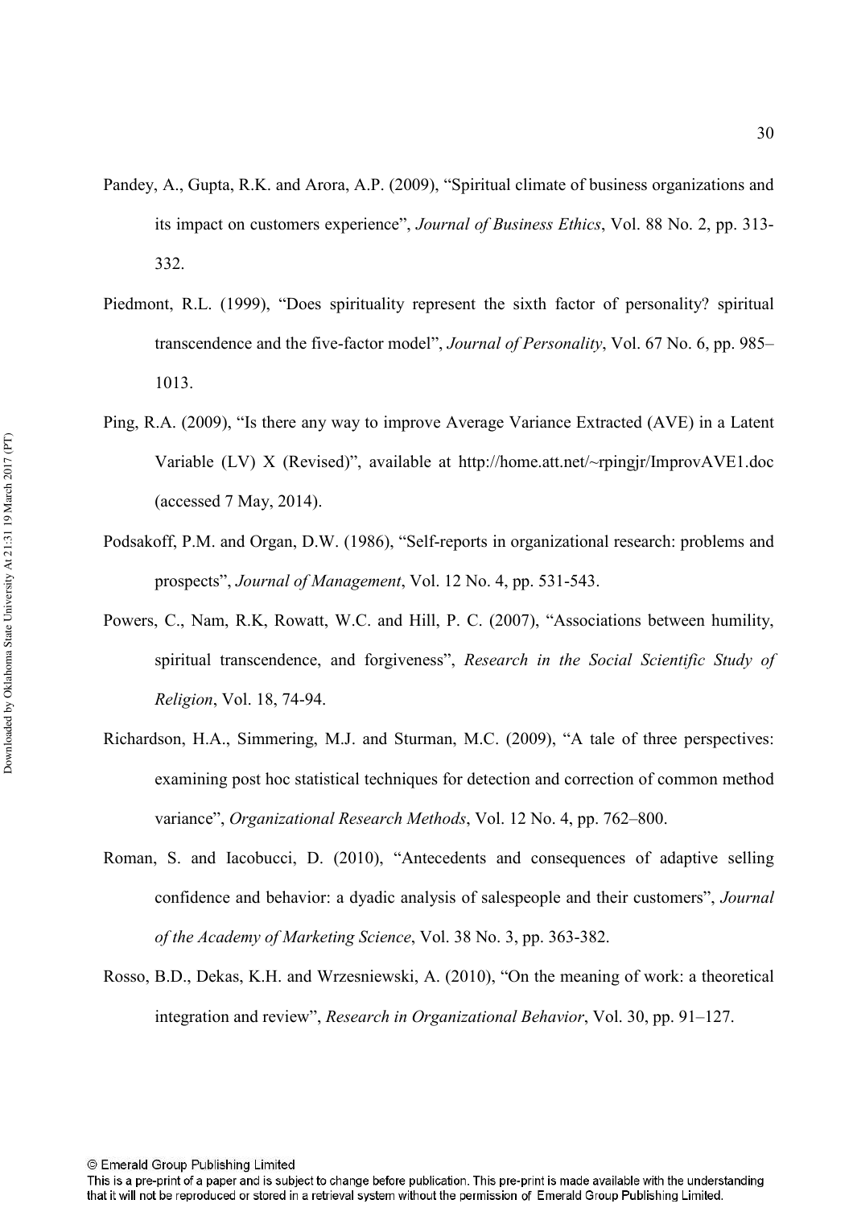Pandey, A., Gupta, R.K. and Arora, A.P. (2009), “Spiritual climate of business organizations and its impact on customers experience”, *Journal of Business Ethics*, Vol. 88 No. 2, pp. 313-332.

Piedmont, R.L. (1999), “Does spirituality represent the sixth factor of personality? spiritual transcendence and the five-factor model”, *Journal of Personality*, Vol. 67 No. 6, pp. 985–1013.

Ping, R.A. (2009), “Is there any way to improve Average Variance Extracted (AVE) in a Latent Variable (LV) X (Revised)”, available at http://home.att.net/~rpingjr/ImprovAVE1.doc (accessed 7 May, 2014).

Podsakoff, P.M. and Organ, D.W. (1986), “Self-reports in organizational research: problems and prospects”, *Journal of Management*, Vol. 12 No. 4, pp. 531-543.

Powers, C., Nam, R.K, Rowatt, W.C. and Hill, P. C. (2007), “Associations between humility, spiritual transcendence, and forgiveness”, *Research in the Social Scientific Study of Religion*, Vol. 18, 74-94.

Richardson, H.A., Simmering, M.J. and Sturman, M.C. (2009), “A tale of three perspectives: examining post hoc statistical techniques for detection and correction of common method variance”, *Organizational Research Methods*, Vol. 12 No. 4, pp. 762–800.

Roman, S. and Iacobucci, D. (2010), “Antecedents and consequences of adaptive selling confidence and behavior: a dyadic analysis of salespeople and their customers”, *Journal of the Academy of Marketing Science*, Vol. 38 No. 3, pp. 363-382.

Rosso, B.D., Dekas, K.H. and Wrzesniewski, A. (2010), “On the meaning of work: a theoretical integration and review”, *Research in Organizational Behavior*, Vol. 30, pp. 91–127.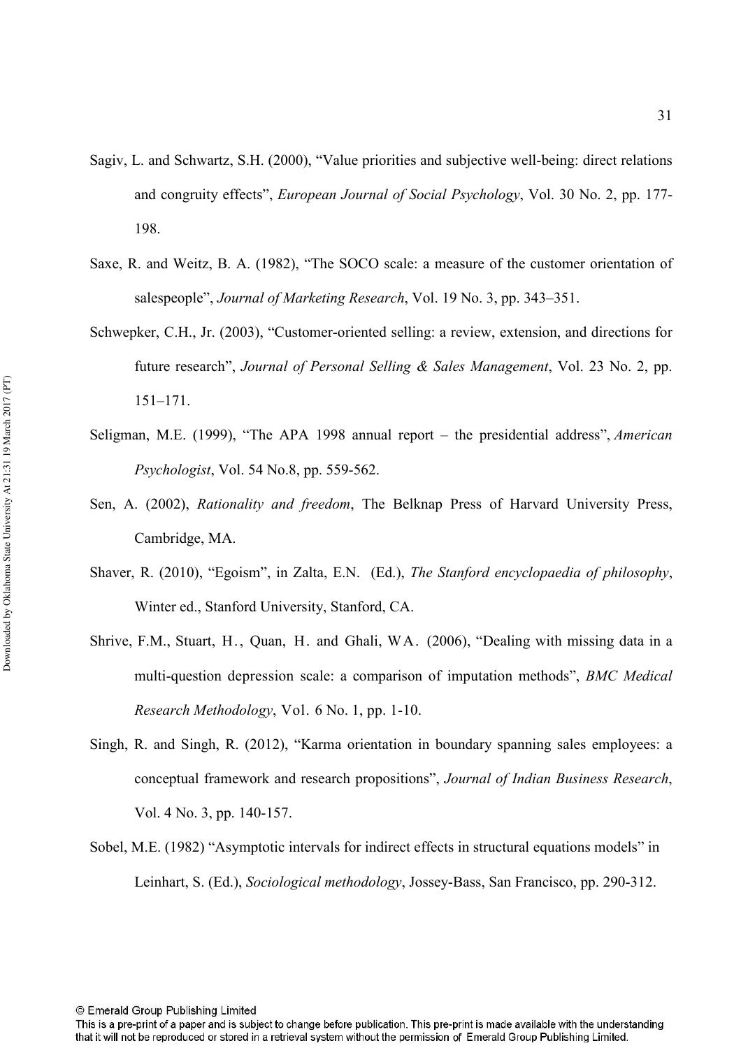Sagiv, L. and Schwartz, S.H. (2000), "Value priorities and subjective well-being: direct relations and congruity effects", *European Journal of Social Psychology*, Vol. 30 No. 2, pp. 177-198.

Saxe, R. and Weitz, B. A. (1982), "The SOCO scale: a measure of the customer orientation of salespeople", *Journal of Marketing Research*, Vol. 19 No. 3, pp. 343–351.

Schwepker, C.H., Jr. (2003), "Customer-oriented selling: a review, extension, and directions for future research", *Journal of Personal Selling & Sales Management*, Vol. 23 No. 2, pp. 151–171.

Seligman, M.E. (1999), "The APA 1998 annual report – the presidential address", *American Psychologist*, Vol. 54 No.8, pp. 559-562.

Sen, A. (2002), *Rationality and freedom*, The Belknap Press of Harvard University Press, Cambridge, MA.

Shaver, R. (2010), "Egoism", in Zalta, E.N. (Ed.), *The Stanford encyclopaedia of philosophy*, Winter ed., Stanford University, Stanford, CA.

Shrive, F.M., Stuart, H., Quan, H. and Ghali, WA. (2006), "Dealing with missing data in a multi-question depression scale: a comparison of imputation methods", *BMC Medical Research Methodology*, Vol. 6 No. 1, pp. 1-10.

Singh, R. and Singh, R. (2012), "Karma orientation in boundary spanning sales employees: a conceptual framework and research propositions", *Journal of Indian Business Research*, Vol. 4 No. 3, pp. 140-157.

Sobel, M.E. (1982) "Asymptotic intervals for indirect effects in structural equations models" in Leinhart, S. (Ed.), *Sociological methodology*, Jossey-Bass, San Francisco, pp. 290-312.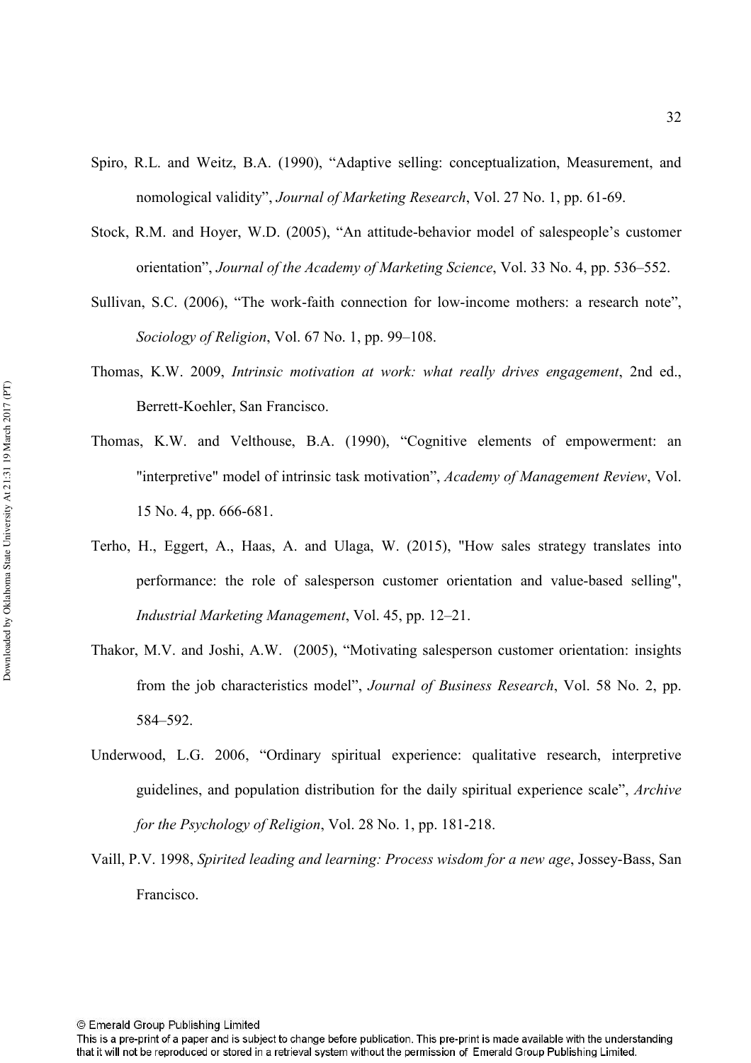Spiro, R.L. and Weitz, B.A. (1990), “Adaptive selling: conceptualization, Measurement, and nomological validity”, *Journal of Marketing Research*, Vol. 27 No. 1, pp. 61-69.

Stock, R.M. and Hoyer, W.D. (2005), “An attitude-behavior model of salespeople’s customer orientation”, *Journal of the Academy of Marketing Science*, Vol. 33 No. 4, pp. 536–552.

Sullivan, S.C. (2006), “The work-faith connection for low-income mothers: a research note”, *Sociology of Religion*, Vol. 67 No. 1, pp. 99–108.

Thomas, K.W. 2009, *Intrinsic motivation at work: what really drives engagement*, 2nd ed., Berrett-Koehler, San Francisco.

Thomas, K.W. and Velthouse, B.A. (1990), “Cognitive elements of empowerment: an "interpretive" model of intrinsic task motivation”, *Academy of Management Review*, Vol. 15 No. 4, pp. 666-681.

Terho, H., Eggert, A., Haas, A. and Ulaga, W. (2015), "How sales strategy translates into performance: the role of salesperson customer orientation and value-based selling", *Industrial Marketing Management*, Vol. 45, pp. 12–21.

Thakor, M.V. and Joshi, A.W. (2005), “Motivating salesperson customer orientation: insights from the job characteristics model”, *Journal of Business Research*, Vol. 58 No. 2, pp. 584–592.

Underwood, L.G. 2006, “Ordinary spiritual experience: qualitative research, interpretive guidelines, and population distribution for the daily spiritual experience scale”, *Archive for the Psychology of Religion*, Vol. 28 No. 1, pp. 181-218.

Vaill, P.V. 1998, *Spirited leading and learning: Process wisdom for a new age*, Jossey-Bass, San Francisco.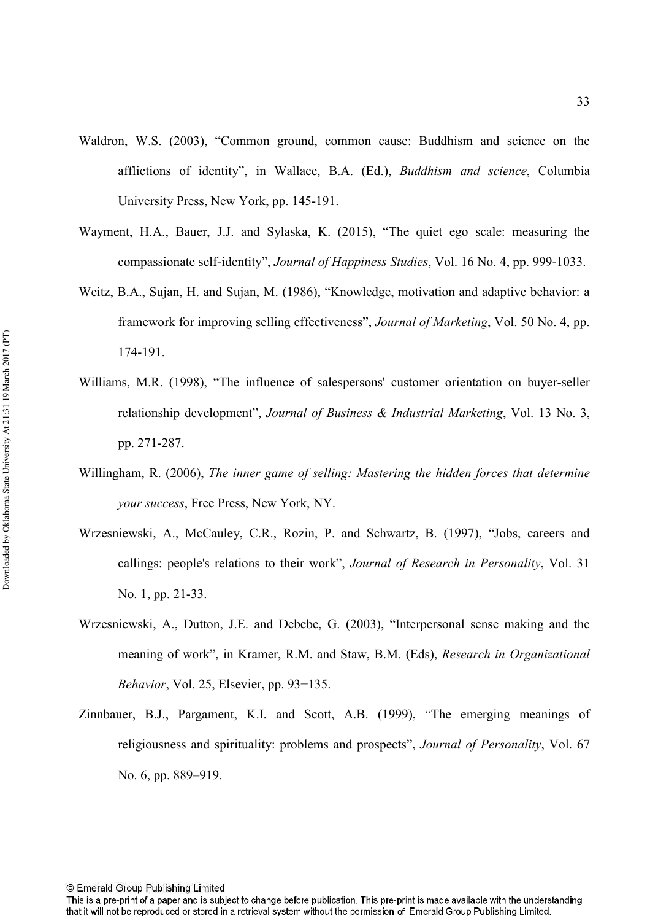Waldron, W.S. (2003), "Common ground, common cause: Buddhism and science on the afflictions of identity", in Wallace, B.A. (Ed.), *Buddhism and science*, Columbia University Press, New York, pp. 145-191.

Wayment, H.A., Bauer, J.J. and Sylaska, K. (2015), "The quiet ego scale: measuring the compassionate self-identity", *Journal of Happiness Studies*, Vol. 16 No. 4, pp. 999-1033.

Weitz, B.A., Sujan, H. and Sujan, M. (1986), "Knowledge, motivation and adaptive behavior: a framework for improving selling effectiveness", *Journal of Marketing*, Vol. 50 No. 4, pp. 174-191.

Williams, M.R. (1998), "The influence of salespersons' customer orientation on buyer-seller relationship development", *Journal of Business & Industrial Marketing*, Vol. 13 No. 3, pp. 271-287.

Willingham, R. (2006), *The inner game of selling: Mastering the hidden forces that determine your success*, Free Press, New York, NY.

Wrzesniewski, A., McCauley, C.R., Rozin, P. and Schwartz, B. (1997), "Jobs, careers and callings: people's relations to their work", *Journal of Research in Personality*, Vol. 31 No. 1, pp. 21-33.

Wrzesniewski, A., Dutton, J.E. and Debebe, G. (2003), "Interpersonal sense making and the meaning of work", in Kramer, R.M. and Staw, B.M. (Eds), *Research in Organizational Behavior*, Vol. 25, Elsevier, pp. 93−135.

Zinnbauer, B.J., Pargament, K.I. and Scott, A.B. (1999), "The emerging meanings of religiousness and spirituality: problems and prospects", *Journal of Personality*, Vol. 67 No. 6, pp. 889–919.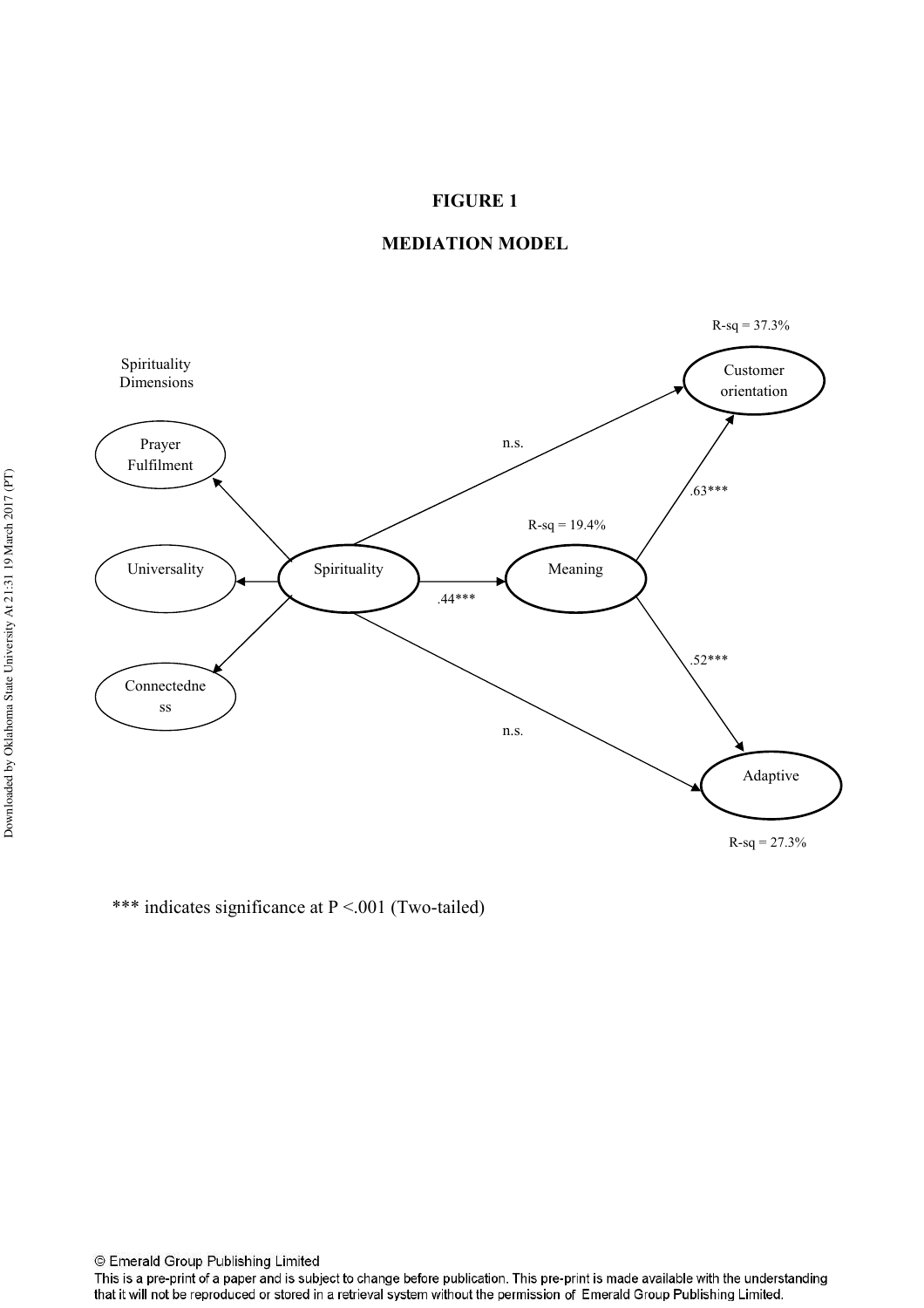**FIGURE 1**

**MEDIATION MODEL**

R-sq = 37.3%

Spirituality Dimensions

Customer orientation

Prayer Fulfilment

n.s.

.63***

R-sq = 19.4%

Universality

Spirituality

Meaning

.44***

.52***

Connectedness

n.s.

Adaptive

R-sq = 27.3%

*** indicates significance at P <.001 (Two-tailed)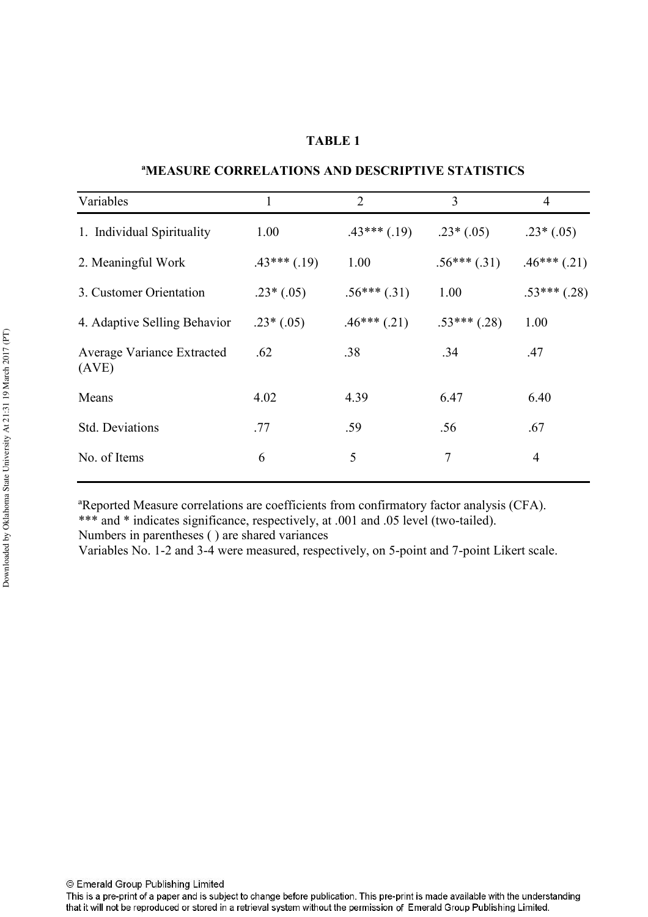**TABLE 1**

**[a]MEASURE CORRELATIONS AND DESCRIPTIVE STATISTICS**

| Variables | 1 | 2 | 3 | 4 |
|---|---|---|---|---|
| 1. Individual Spirituality | 1.00 | .43*** (.19) | .23* (.05) | .23* (.05) |
| 2. Meaningful Work | .43*** (.19) | 1.00 | .56*** (.31) | .46*** (.21) |
| 3. Customer Orientation | .23* (.05) | .56*** (.31) | 1.00 | .53*** (.28) |
| 4. Adaptive Selling Behavior | .23* (.05) | .46*** (.21) | .53*** (.28) | 1.00 |
| Average Variance Extracted (AVE) | .62 | .38 | .34 | .47 |
| Means | 4.02 | 4.39 | 6.47 | 6.40 |
| Std. Deviations | .77 | .59 | .56 | .67 |
| No. of Items | 6 | 5 | 7 | 4 |

[a]Reported Measure correlations are coefficients from confirmatory factor analysis (CFA).
*** and * indicates significance, respectively, at .001 and .05 level (two-tailed).
Numbers in parentheses ( ) are shared variances
Variables No. 1-2 and 3-4 were measured, respectively, on 5-point and 7-point Likert scale.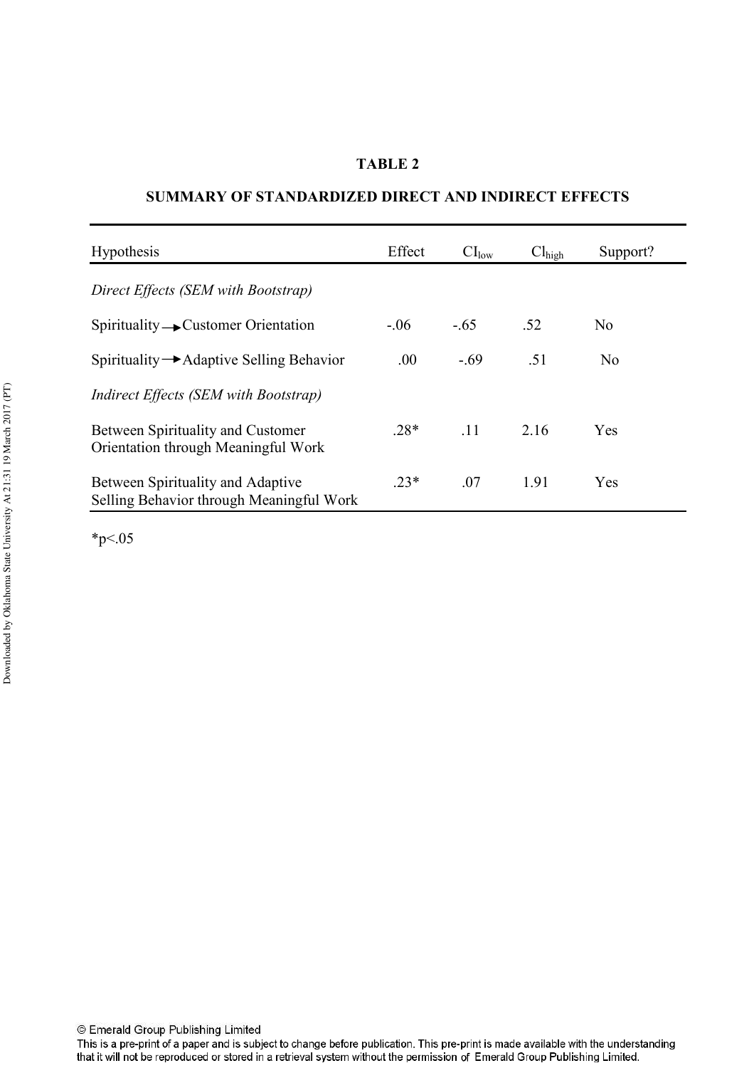**TABLE 2**

**SUMMARY OF STANDARDIZED DIRECT AND INDIRECT EFFECTS**

| Hypothesis | Effect | $CI_{low}$ | $CI_{high}$ | Support? |
|---|---|---|---|---|
| *Direct Effects (SEM with Bootstrap)* | | | | |
| Spirituality → Customer Orientation | -.06 | -.65 | .52 | No |
| Spirituality → Adaptive Selling Behavior | .00 | -.69 | .51 | No |
| *Indirect Effects (SEM with Bootstrap)* | | | | |
| Between Spirituality and Customer Orientation through Meaningful Work | .28* | .11 | 2.16 | Yes |
| Between Spirituality and Adaptive Selling Behavior through Meaningful Work | .23* | .07 | 1.91 | Yes |

*$p<.05$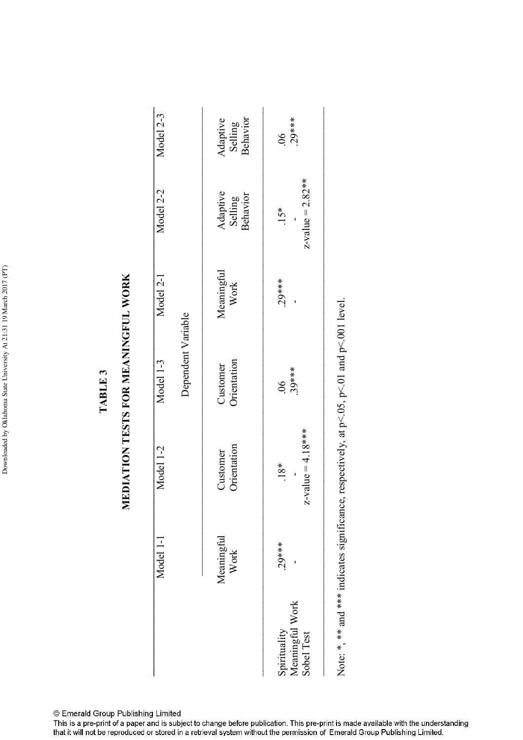## TABLE 3

## MEDIATION TESTS FOR MEANINGFUL WORK

| | Model 1-1 | Model 1-2 | Model 1-3 | Model 2-1 | Model 2-2 | Model 2-3 |
|---|---|---|---|---|---|---|
| | Dependent Variable | | | | | |
| | Meaningful Work | Customer Orientation | Customer Orientation | Meaningful Work | Adaptive Selling Behavior | Adaptive Selling Behavior |
| Spirituality | .29*** | .18* | .06 | .29*** | .15* | .06 |
| Meaningful Work | - | - | .39*** | - | - | .29*** |
| Sobel Test | | z-value = 4.18*** | | | z-value = 2.82** | |

Note: *, ** and *** indicates significance, respectively, at $p<.05$, $p<.01$ and $p<.001$ level.